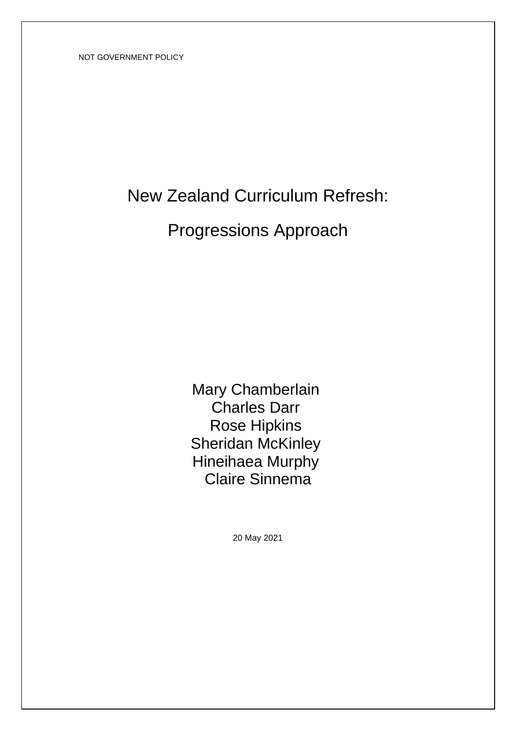NOT GOVERNMENT POLICY

# New Zealand Curriculum Refresh:

# Progressions Approach

Mary Chamberlain
Charles Darr
Rose Hipkins
Sheridan McKinley
Hineihaea Murphy
Claire Sinnema

20 May 2021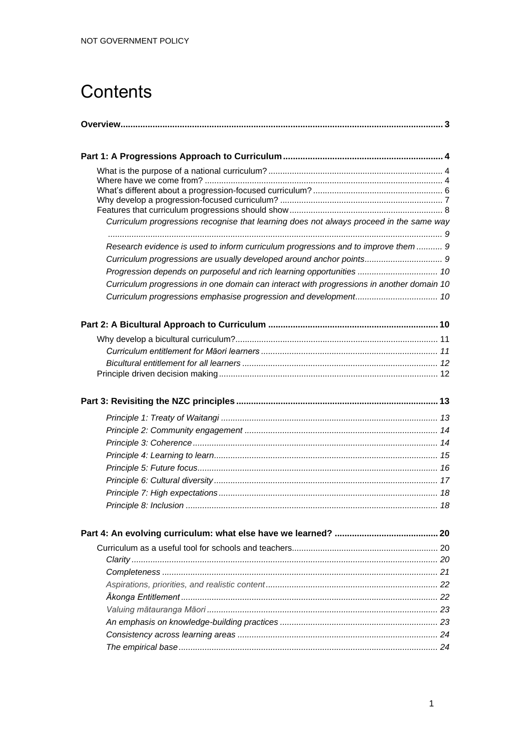# Contents

**Overview** ..... **3**

**Part 1: A Progressions Approach to Curriculum** ..... **4**

- What is the purpose of a national curriculum? ..... 4
- Where have we come from? ..... 4
- What's different about a progression-focused curriculum? ..... 6
- Why develop a progression-focused curriculum? ..... 7
- Features that curriculum progressions should show ..... 8
  - *Curriculum progressions recognise that learning does not always proceed in the same way ..... 9*
  - *Research evidence is used to inform curriculum progressions and to improve them ..... 9*
  - *Curriculum progressions are usually developed around anchor points ..... 9*
  - *Progression depends on purposeful and rich learning opportunities ..... 10*
  - *Curriculum progressions in one domain can interact with progressions in another domain 10*
  - *Curriculum progressions emphasise progression and development ..... 10*

**Part 2: A Bicultural Approach to Curriculum** ..... **10**

- Why develop a bicultural curriculum? ..... 11
  - *Curriculum entitlement for Māori learners ..... 11*
  - *Bicultural entitlement for all learners ..... 12*
- Principle driven decision making ..... 12

**Part 3: Revisiting the NZC principles** ..... **13**

- *Principle 1: Treaty of Waitangi ..... 13*
- *Principle 2: Community engagement ..... 14*
- *Principle 3: Coherence ..... 14*
- *Principle 4: Learning to learn ..... 15*
- *Principle 5: Future focus ..... 16*
- *Principle 6: Cultural diversity ..... 17*
- *Principle 7: High expectations ..... 18*
- *Principle 8: Inclusion ..... 18*

**Part 4: An evolving curriculum: what else have we learned?** ..... **20**

- Curriculum as a useful tool for schools and teachers ..... 20
  - *Clarity ..... 20*
  - *Completeness ..... 21*
  - *Aspirations, priorities, and realistic content ..... 22*
  - *Ākonga Entitlement ..... 22*
  - *Valuing mātauranga Māori ..... 23*
  - *An emphasis on knowledge-building practices ..... 23*
  - *Consistency across learning areas ..... 24*
  - *The empirical base ..... 24*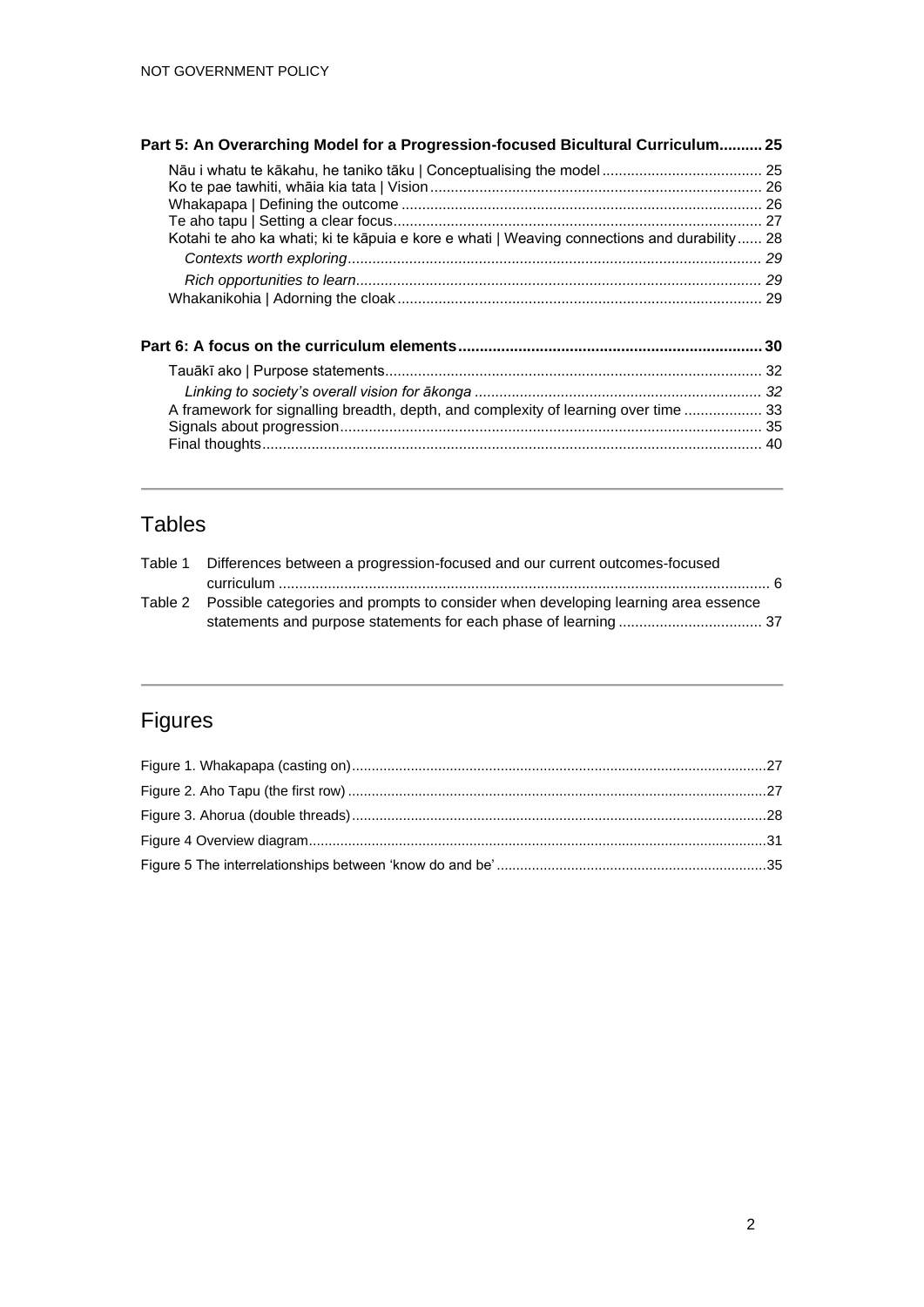**Part 5: An Overarching Model for a Progression-focused Bicultural Curriculum .......... 25**

Nāu i whatu te kākahu, he taniko tāku | Conceptualising the model ....................................... 25
Ko te pae tawhiti, whāia kia tata | Vision ................................................................................. 26
Whakapapa | Defining the outcome ........................................................................................ 26
Te aho tapu | Setting a clear focus .......................................................................................... 27
Kotahi te aho ka whati; ki te kāpuia e kore e whati | Weaving connections and durability ...... 28

*Contexts worth exploring .................................................................................................... 29*

*Rich opportunities to learn .................................................................................................. 29*

Whakanikohia | Adorning the cloak ......................................................................................... 29

**Part 6: A focus on the curriculum elements ....................................................................... 30**

Tauākī ako | Purpose statements ............................................................................................ 32

*Linking to society's overall vision for ākonga ..................................................................... 32*

A framework for signalling breadth, depth, and complexity of learning over time ................... 33
Signals about progression ....................................................................................................... 35
Final thoughts .......................................................................................................................... 40

## Tables

Table 1 Differences between a progression-focused and our current outcomes-focused curriculum ........................................................................................................................ 6

Table 2 Possible categories and prompts to consider when developing learning area essence statements and purpose statements for each phase of learning ................................... 37

## Figures

Figure 1. Whakapapa (casting on) ........................................................................................ 27
Figure 2. Aho Tapu (the first row) ......................................................................................... 27
Figure 3. Ahorua (double threads) ........................................................................................ 28
Figure 4 Overview diagram .................................................................................................... 31
Figure 5 The interrelationships between 'know do and be' .................................................... 35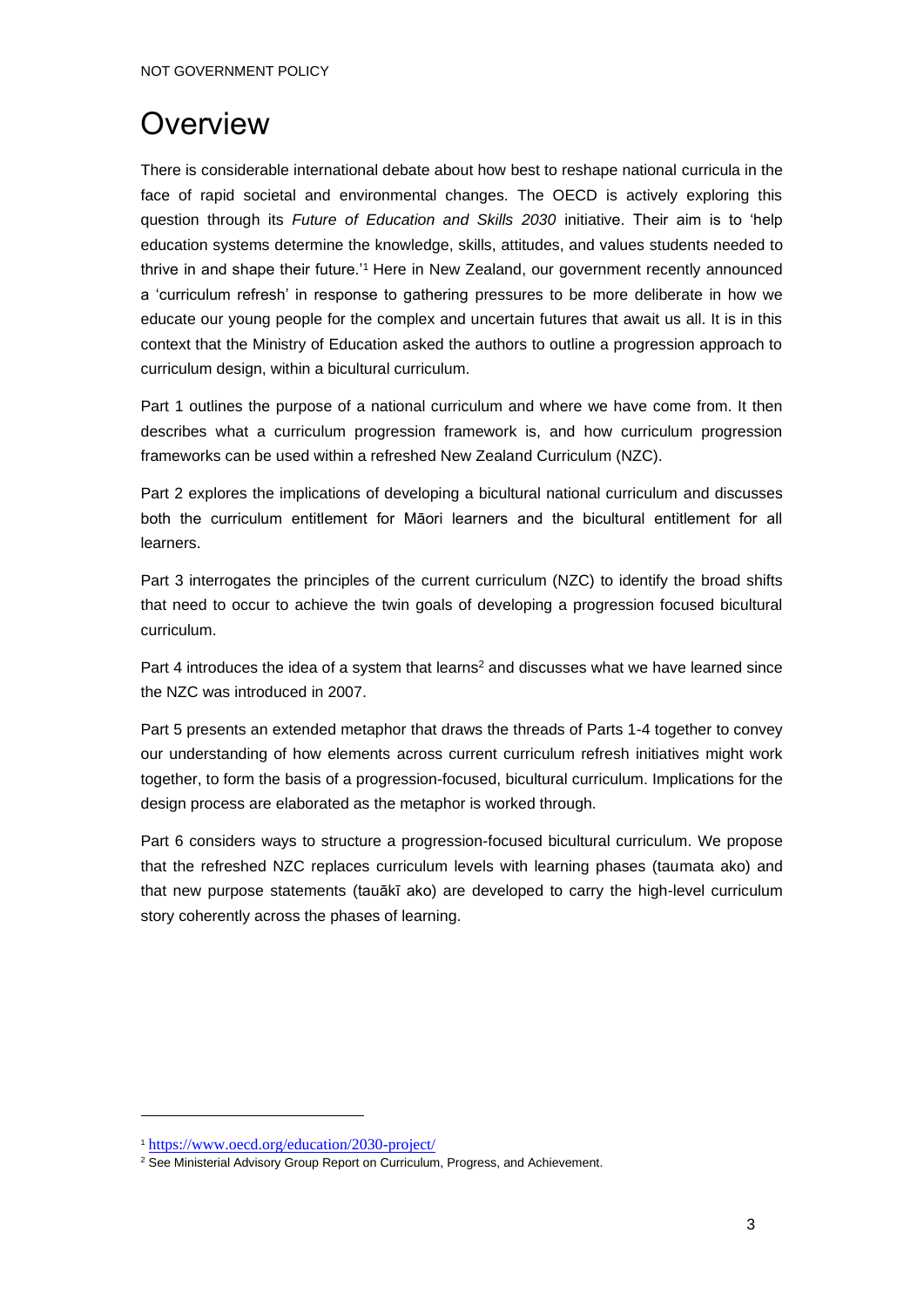# Overview

There is considerable international debate about how best to reshape national curricula in the face of rapid societal and environmental changes. The OECD is actively exploring this question through its *Future of Education and Skills 2030* initiative. Their aim is to 'help education systems determine the knowledge, skills, attitudes, and values students needed to thrive in and shape their future.'[1] Here in New Zealand, our government recently announced a 'curriculum refresh' in response to gathering pressures to be more deliberate in how we educate our young people for the complex and uncertain futures that await us all. It is in this context that the Ministry of Education asked the authors to outline a progression approach to curriculum design, within a bicultural curriculum.

Part 1 outlines the purpose of a national curriculum and where we have come from. It then describes what a curriculum progression framework is, and how curriculum progression frameworks can be used within a refreshed New Zealand Curriculum (NZC).

Part 2 explores the implications of developing a bicultural national curriculum and discusses both the curriculum entitlement for Māori learners and the bicultural entitlement for all learners.

Part 3 interrogates the principles of the current curriculum (NZC) to identify the broad shifts that need to occur to achieve the twin goals of developing a progression focused bicultural curriculum.

Part 4 introduces the idea of a system that learns[2] and discusses what we have learned since the NZC was introduced in 2007.

Part 5 presents an extended metaphor that draws the threads of Parts 1-4 together to convey our understanding of how elements across current curriculum refresh initiatives might work together, to form the basis of a progression-focused, bicultural curriculum. Implications for the design process are elaborated as the metaphor is worked through.

Part 6 considers ways to structure a progression-focused bicultural curriculum. We propose that the refreshed NZC replaces curriculum levels with learning phases (taumata ako) and that new purpose statements (tauākī ako) are developed to carry the high-level curriculum story coherently across the phases of learning.

---

[1] https://www.oecd.org/education/2030-project/

[2] See Ministerial Advisory Group Report on Curriculum, Progress, and Achievement.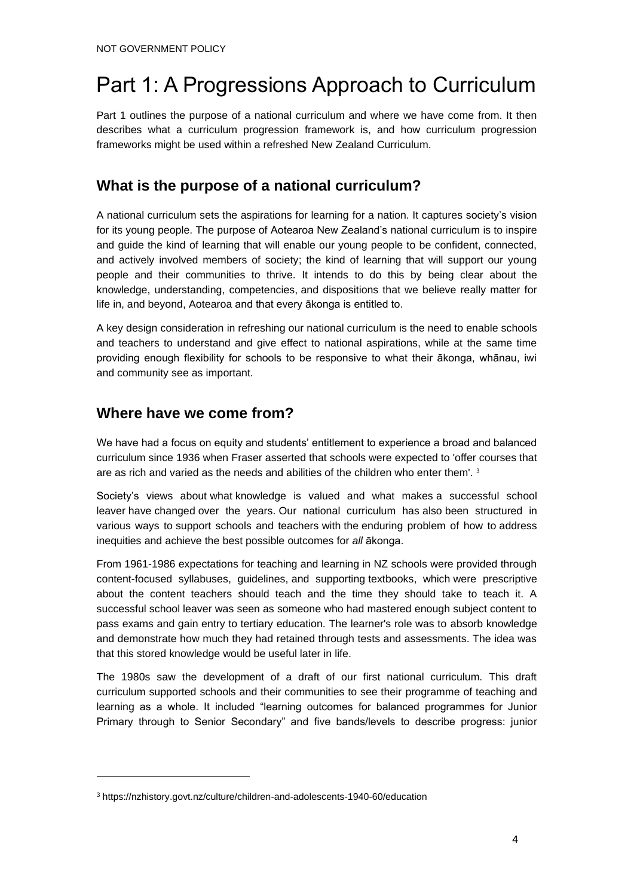# Part 1: A Progressions Approach to Curriculum

Part 1 outlines the purpose of a national curriculum and where we have come from. It then describes what a curriculum progression framework is, and how curriculum progression frameworks might be used within a refreshed New Zealand Curriculum.

## What is the purpose of a national curriculum?

A national curriculum sets the aspirations for learning for a nation. It captures society's vision for its young people. The purpose of Aotearoa New Zealand's national curriculum is to inspire and guide the kind of learning that will enable our young people to be confident, connected, and actively involved members of society; the kind of learning that will support our young people and their communities to thrive. It intends to do this by being clear about the knowledge, understanding, competencies, and dispositions that we believe really matter for life in, and beyond, Aotearoa and that every ākonga is entitled to.

A key design consideration in refreshing our national curriculum is the need to enable schools and teachers to understand and give effect to national aspirations, while at the same time providing enough flexibility for schools to be responsive to what their ākonga, whānau, iwi and community see as important.

## Where have we come from?

We have had a focus on equity and students' entitlement to experience a broad and balanced curriculum since 1936 when Fraser asserted that schools were expected to 'offer courses that are as rich and varied as the needs and abilities of the children who enter them'. [3]

Society's views about what knowledge is valued and what makes a successful school leaver have changed over the years. Our national curriculum has also been structured in various ways to support schools and teachers with the enduring problem of how to address inequities and achieve the best possible outcomes for *all* ākonga.

From 1961-1986 expectations for teaching and learning in NZ schools were provided through content-focused syllabuses, guidelines, and supporting textbooks, which were prescriptive about the content teachers should teach and the time they should take to teach it. A successful school leaver was seen as someone who had mastered enough subject content to pass exams and gain entry to tertiary education. The learner's role was to absorb knowledge and demonstrate how much they had retained through tests and assessments. The idea was that this stored knowledge would be useful later in life.

The 1980s saw the development of a draft of our first national curriculum. This draft curriculum supported schools and their communities to see their programme of teaching and learning as a whole. It included "learning outcomes for balanced programmes for Junior Primary through to Senior Secondary" and five bands/levels to describe progress: junior

---

[3] https://nzhistory.govt.nz/culture/children-and-adolescents-1940-60/education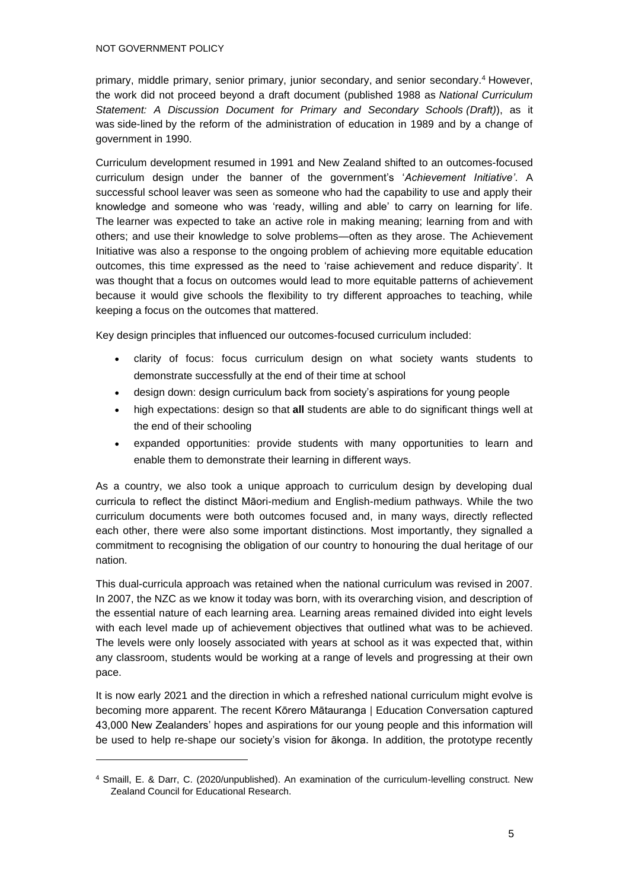primary, middle primary, senior primary, junior secondary, and senior secondary.[4] However, the work did not proceed beyond a draft document (published 1988 as *National Curriculum Statement: A Discussion Document for Primary and Secondary Schools (Draft)*), as it was side-lined by the reform of the administration of education in 1989 and by a change of government in 1990.

Curriculum development resumed in 1991 and New Zealand shifted to an outcomes-focused curriculum design under the banner of the government's '*Achievement Initiative'*. A successful school leaver was seen as someone who had the capability to use and apply their knowledge and someone who was 'ready, willing and able' to carry on learning for life. The learner was expected to take an active role in making meaning; learning from and with others; and use their knowledge to solve problems—often as they arose. The Achievement Initiative was also a response to the ongoing problem of achieving more equitable education outcomes, this time expressed as the need to 'raise achievement and reduce disparity'. It was thought that a focus on outcomes would lead to more equitable patterns of achievement because it would give schools the flexibility to try different approaches to teaching, while keeping a focus on the outcomes that mattered.

Key design principles that influenced our outcomes-focused curriculum included:

- clarity of focus: focus curriculum design on what society wants students to demonstrate successfully at the end of their time at school
- design down: design curriculum back from society's aspirations for young people
- high expectations: design so that **all** students are able to do significant things well at the end of their schooling
- expanded opportunities: provide students with many opportunities to learn and enable them to demonstrate their learning in different ways.

As a country, we also took a unique approach to curriculum design by developing dual curricula to reflect the distinct Māori-medium and English-medium pathways. While the two curriculum documents were both outcomes focused and, in many ways, directly reflected each other, there were also some important distinctions. Most importantly, they signalled a commitment to recognising the obligation of our country to honouring the dual heritage of our nation.

This dual-curricula approach was retained when the national curriculum was revised in 2007. In 2007, the NZC as we know it today was born, with its overarching vision, and description of the essential nature of each learning area. Learning areas remained divided into eight levels with each level made up of achievement objectives that outlined what was to be achieved. The levels were only loosely associated with years at school as it was expected that, within any classroom, students would be working at a range of levels and progressing at their own pace.

It is now early 2021 and the direction in which a refreshed national curriculum might evolve is becoming more apparent. The recent Kōrero Mātauranga | Education Conversation captured 43,000 New Zealanders' hopes and aspirations for our young people and this information will be used to help re-shape our society's vision for ākonga. In addition, the prototype recently

[4] Smaill, E. & Darr, C. (2020/unpublished). An examination of the curriculum-levelling construct. New Zealand Council for Educational Research.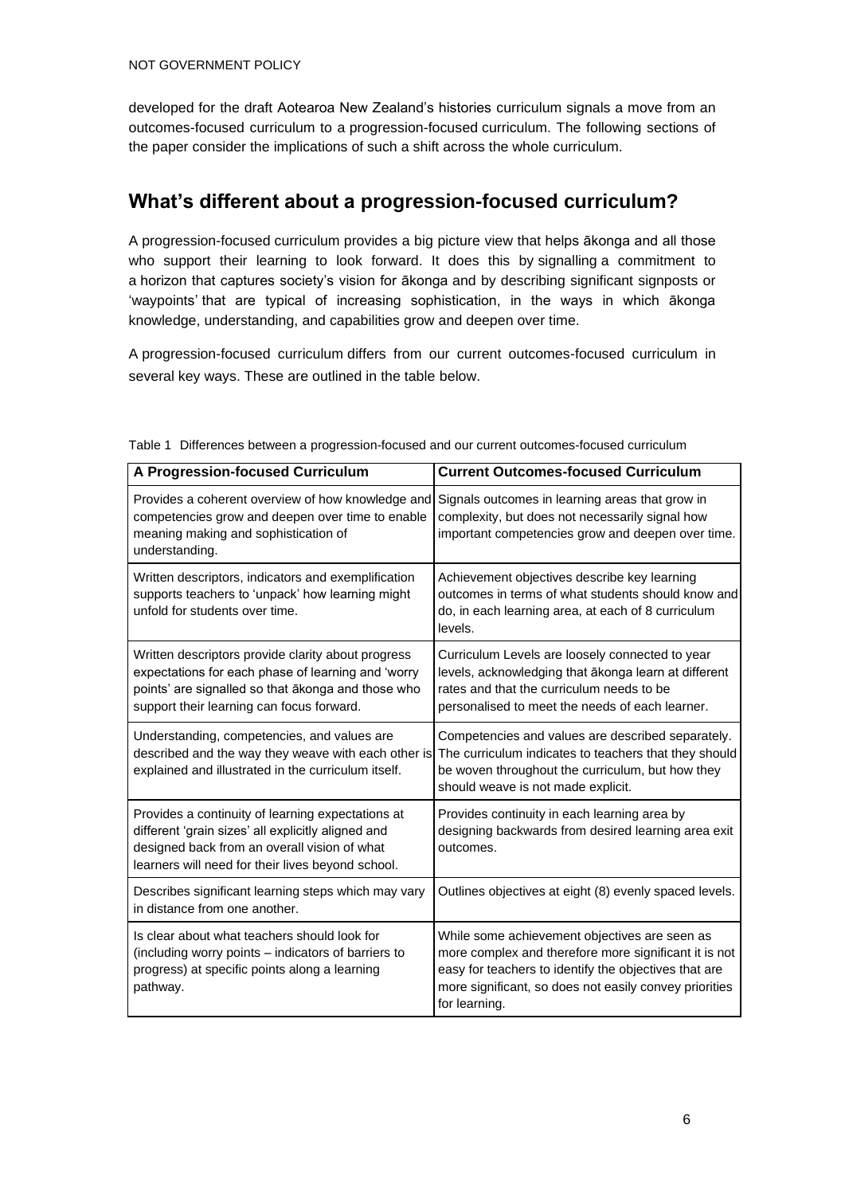developed for the draft Aotearoa New Zealand's histories curriculum signals a move from an outcomes-focused curriculum to a progression-focused curriculum. The following sections of the paper consider the implications of such a shift across the whole curriculum.

## What's different about a progression-focused curriculum?

A progression-focused curriculum provides a big picture view that helps ākonga and all those who support their learning to look forward. It does this by signalling a commitment to a horizon that captures society's vision for ākonga and by describing significant signposts or 'waypoints' that are typical of increasing sophistication, in the ways in which ākonga knowledge, understanding, and capabilities grow and deepen over time.

A progression-focused curriculum differs from our current outcomes-focused curriculum in several key ways. These are outlined in the table below.

Table 1 Differences between a progression-focused and our current outcomes-focused curriculum

| A Progression-focused Curriculum | Current Outcomes-focused Curriculum |
|---|---|
| Provides a coherent overview of how knowledge and competencies grow and deepen over time to enable meaning making and sophistication of understanding. | Signals outcomes in learning areas that grow in complexity, but does not necessarily signal how important competencies grow and deepen over time. |
| Written descriptors, indicators and exemplification supports teachers to 'unpack' how learning might unfold for students over time. | Achievement objectives describe key learning outcomes in terms of what students should know and do, in each learning area, at each of 8 curriculum levels. |
| Written descriptors provide clarity about progress expectations for each phase of learning and 'worry points' are signalled so that ākonga and those who support their learning can focus forward. | Curriculum Levels are loosely connected to year levels, acknowledging that ākonga learn at different rates and that the curriculum needs to be personalised to meet the needs of each learner. |
| Understanding, competencies, and values are described and the way they weave with each other is explained and illustrated in the curriculum itself. | Competencies and values are described separately. The curriculum indicates to teachers that they should be woven throughout the curriculum, but how they should weave is not made explicit. |
| Provides a continuity of learning expectations at different 'grain sizes' all explicitly aligned and designed back from an overall vision of what learners will need for their lives beyond school. | Provides continuity in each learning area by designing backwards from desired learning area exit outcomes. |
| Describes significant learning steps which may vary in distance from one another. | Outlines objectives at eight (8) evenly spaced levels. |
| Is clear about what teachers should look for (including worry points – indicators of barriers to progress) at specific points along a learning pathway. | While some achievement objectives are seen as more complex and therefore more significant it is not easy for teachers to identify the objectives that are more significant, so does not easily convey priorities for learning. |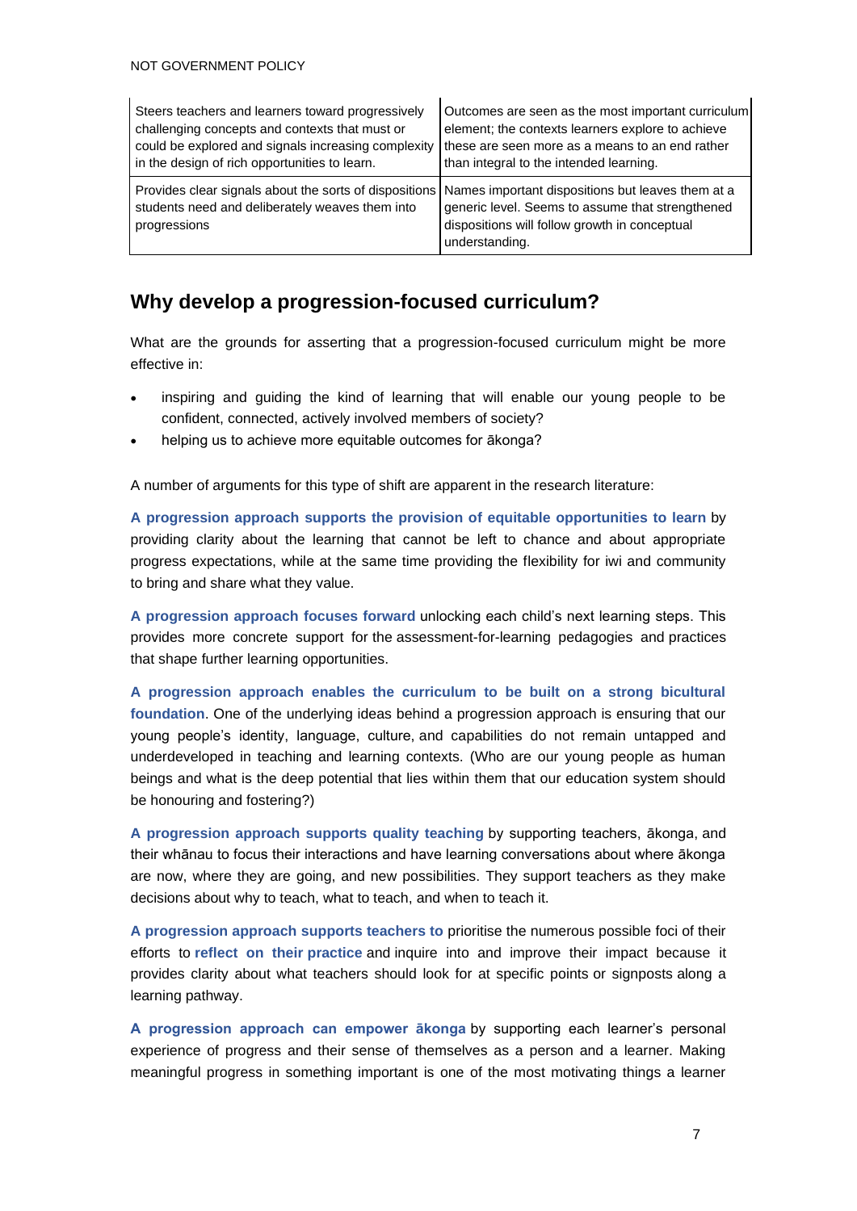| | |
|---|---|
| Steers teachers and learners toward progressively challenging concepts and contexts that must or could be explored and signals increasing complexity in the design of rich opportunities to learn. | Outcomes are seen as the most important curriculum element; the contexts learners explore to achieve these are seen more as a means to an end rather than integral to the intended learning. |
| Provides clear signals about the sorts of dispositions students need and deliberately weaves them into progressions | Names important dispositions but leaves them at a generic level. Seems to assume that strengthened dispositions will follow growth in conceptual understanding. |

## Why develop a progression-focused curriculum?

What are the grounds for asserting that a progression-focused curriculum might be more effective in:

- inspiring and guiding the kind of learning that will enable our young people to be confident, connected, actively involved members of society?
- helping us to achieve more equitable outcomes for ākonga?

A number of arguments for this type of shift are apparent in the research literature:

**A progression approach supports the provision of equitable opportunities to learn** by providing clarity about the learning that cannot be left to chance and about appropriate progress expectations, while at the same time providing the flexibility for iwi and community to bring and share what they value.

**A progression approach focuses forward** unlocking each child's next learning steps. This provides more concrete support for the assessment-for-learning pedagogies and practices that shape further learning opportunities.

**A progression approach enables the curriculum to be built on a strong bicultural foundation**. One of the underlying ideas behind a progression approach is ensuring that our young people's identity, language, culture, and capabilities do not remain untapped and underdeveloped in teaching and learning contexts. (Who are our young people as human beings and what is the deep potential that lies within them that our education system should be honouring and fostering?)

**A progression approach supports quality teaching** by supporting teachers, ākonga, and their whānau to focus their interactions and have learning conversations about where ākonga are now, where they are going, and new possibilities. They support teachers as they make decisions about why to teach, what to teach, and when to teach it.

**A progression approach supports teachers to** prioritise the numerous possible foci of their efforts to **reflect on their practice** and inquire into and improve their impact because it provides clarity about what teachers should look for at specific points or signposts along a learning pathway.

**A progression approach can empower ākonga** by supporting each learner's personal experience of progress and their sense of themselves as a person and a learner. Making meaningful progress in something important is one of the most motivating things a learner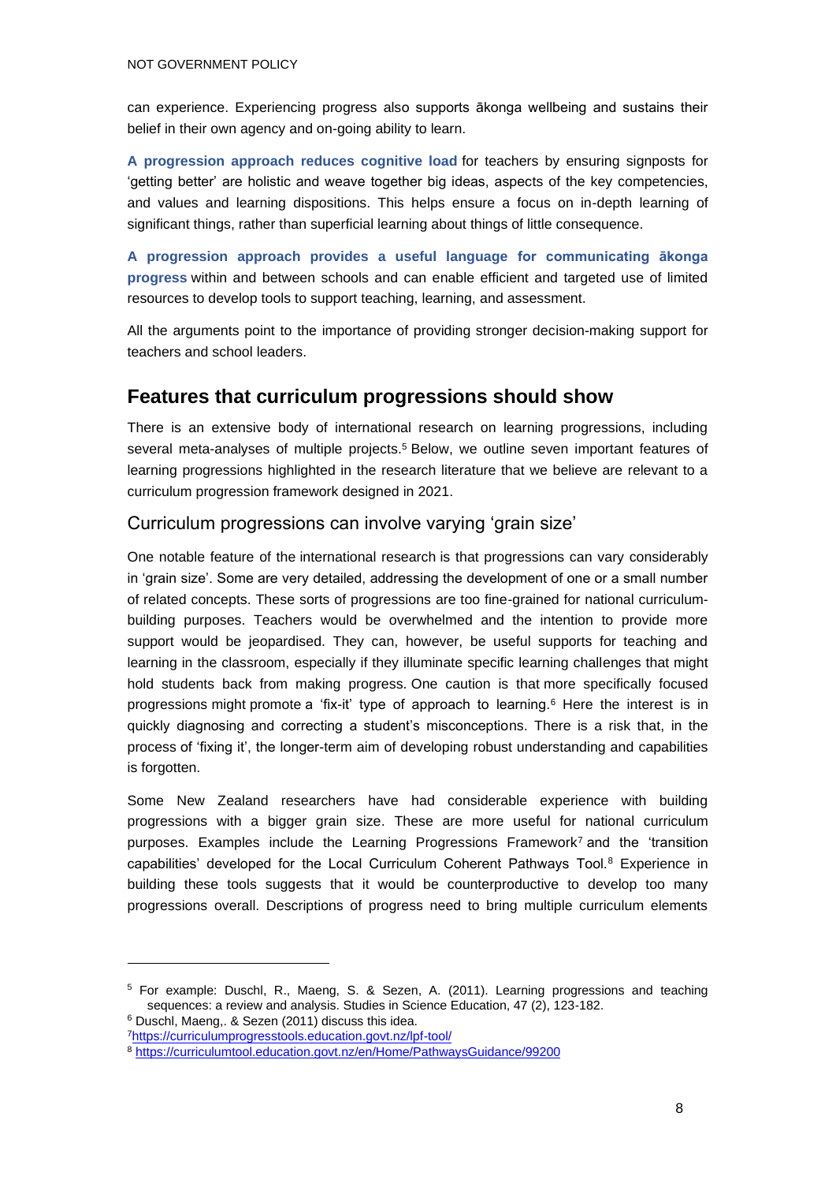can experience. Experiencing progress also supports ākonga wellbeing and sustains their belief in their own agency and on-going ability to learn.

**A progression approach reduces cognitive load** for teachers by ensuring signposts for 'getting better' are holistic and weave together big ideas, aspects of the key competencies, and values and learning dispositions. This helps ensure a focus on in-depth learning of significant things, rather than superficial learning about things of little consequence.

**A progression approach provides a useful language for communicating ākonga progress** within and between schools and can enable efficient and targeted use of limited resources to develop tools to support teaching, learning, and assessment.

All the arguments point to the importance of providing stronger decision-making support for teachers and school leaders.

## Features that curriculum progressions should show

There is an extensive body of international research on learning progressions, including several meta-analyses of multiple projects.[5] Below, we outline seven important features of learning progressions highlighted in the research literature that we believe are relevant to a curriculum progression framework designed in 2021.

### Curriculum progressions can involve varying 'grain size'

One notable feature of the international research is that progressions can vary considerably in 'grain size'. Some are very detailed, addressing the development of one or a small number of related concepts. These sorts of progressions are too fine-grained for national curriculum-building purposes. Teachers would be overwhelmed and the intention to provide more support would be jeopardised. They can, however, be useful supports for teaching and learning in the classroom, especially if they illuminate specific learning challenges that might hold students back from making progress. One caution is that more specifically focused progressions might promote a 'fix-it' type of approach to learning.[6] Here the interest is in quickly diagnosing and correcting a student's misconceptions. There is a risk that, in the process of 'fixing it', the longer-term aim of developing robust understanding and capabilities is forgotten.

Some New Zealand researchers have had considerable experience with building progressions with a bigger grain size. These are more useful for national curriculum purposes. Examples include the Learning Progressions Framework[7] and the 'transition capabilities' developed for the Local Curriculum Coherent Pathways Tool.[8] Experience in building these tools suggests that it would be counterproductive to develop too many progressions overall. Descriptions of progress need to bring multiple curriculum elements

---

[5] For example: Duschl, R., Maeng, S. & Sezen, A. (2011). Learning progressions and teaching sequences: a review and analysis. Studies in Science Education, 47 (2), 123-182.

[6] Duschl, Maeng,. & Sezen (2011) discuss this idea.

[7] https://curriculumprogresstools.education.govt.nz/lpf-tool/

[8] https://curriculumtool.education.govt.nz/en/Home/PathwaysGuidance/99200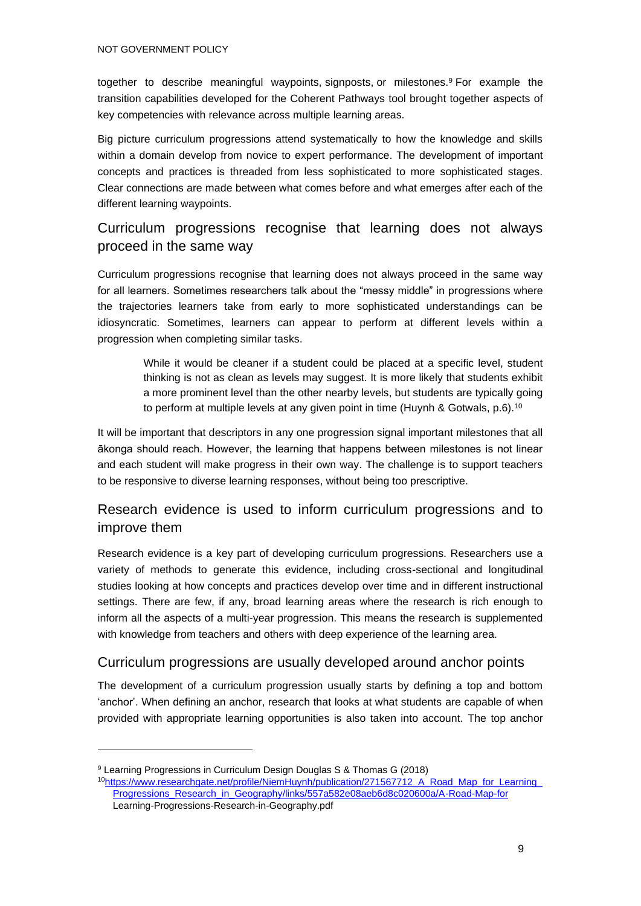together to describe meaningful waypoints, signposts, or milestones.[9] For example the transition capabilities developed for the Coherent Pathways tool brought together aspects of key competencies with relevance across multiple learning areas.

Big picture curriculum progressions attend systematically to how the knowledge and skills within a domain develop from novice to expert performance. The development of important concepts and practices is threaded from less sophisticated to more sophisticated stages. Clear connections are made between what comes before and what emerges after each of the different learning waypoints.

## Curriculum progressions recognise that learning does not always proceed in the same way

Curriculum progressions recognise that learning does not always proceed in the same way for all learners. Sometimes researchers talk about the "messy middle" in progressions where the trajectories learners take from early to more sophisticated understandings can be idiosyncratic. Sometimes, learners can appear to perform at different levels within a progression when completing similar tasks.

> While it would be cleaner if a student could be placed at a specific level, student thinking is not as clean as levels may suggest. It is more likely that students exhibit a more prominent level than the other nearby levels, but students are typically going to perform at multiple levels at any given point in time (Huynh & Gotwals, p.6).[10]

It will be important that descriptors in any one progression signal important milestones that all ākonga should reach. However, the learning that happens between milestones is not linear and each student will make progress in their own way. The challenge is to support teachers to be responsive to diverse learning responses, without being too prescriptive.

## Research evidence is used to inform curriculum progressions and to improve them

Research evidence is a key part of developing curriculum progressions. Researchers use a variety of methods to generate this evidence, including cross-sectional and longitudinal studies looking at how concepts and practices develop over time and in different instructional settings. There are few, if any, broad learning areas where the research is rich enough to inform all the aspects of a multi-year progression. This means the research is supplemented with knowledge from teachers and others with deep experience of the learning area.

## Curriculum progressions are usually developed around anchor points

The development of a curriculum progression usually starts by defining a top and bottom 'anchor'. When defining an anchor, research that looks at what students are capable of when provided with appropriate learning opportunities is also taken into account. The top anchor

---

[9] Learning Progressions in Curriculum Design Douglas S & Thomas G (2018)

[10] https://www.researchgate.net/profile/NiemHuynh/publication/271567712_A_Road_Map_for_Learning_Progressions_Research_in_Geography/links/557a582e08aeb6d8c020600a/A-Road-Map-for Learning-Progressions-Research-in-Geography.pdf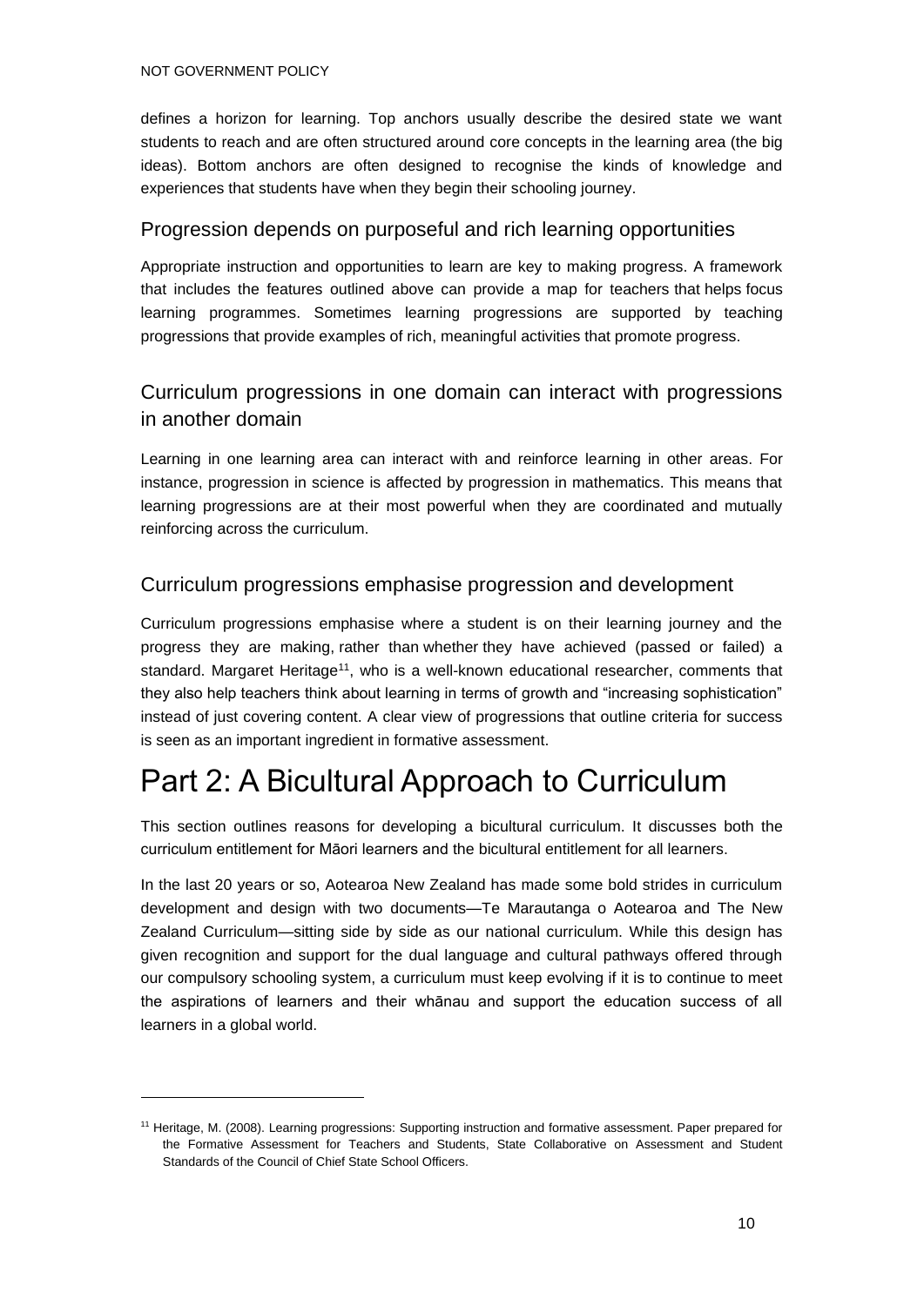defines a horizon for learning. Top anchors usually describe the desired state we want students to reach and are often structured around core concepts in the learning area (the big ideas). Bottom anchors are often designed to recognise the kinds of knowledge and experiences that students have when they begin their schooling journey.

### Progression depends on purposeful and rich learning opportunities

Appropriate instruction and opportunities to learn are key to making progress. A framework that includes the features outlined above can provide a map for teachers that helps focus learning programmes. Sometimes learning progressions are supported by teaching progressions that provide examples of rich, meaningful activities that promote progress.

### Curriculum progressions in one domain can interact with progressions in another domain

Learning in one learning area can interact with and reinforce learning in other areas. For instance, progression in science is affected by progression in mathematics. This means that learning progressions are at their most powerful when they are coordinated and mutually reinforcing across the curriculum.

### Curriculum progressions emphasise progression and development

Curriculum progressions emphasise where a student is on their learning journey and the progress they are making, rather than whether they have achieved (passed or failed) a standard. Margaret Heritage[11], who is a well-known educational researcher, comments that they also help teachers think about learning in terms of growth and "increasing sophistication" instead of just covering content. A clear view of progressions that outline criteria for success is seen as an important ingredient in formative assessment.

# Part 2: A Bicultural Approach to Curriculum

This section outlines reasons for developing a bicultural curriculum. It discusses both the curriculum entitlement for Māori learners and the bicultural entitlement for all learners.

In the last 20 years or so, Aotearoa New Zealand has made some bold strides in curriculum development and design with two documents—Te Marautanga o Aotearoa and The New Zealand Curriculum—sitting side by side as our national curriculum. While this design has given recognition and support for the dual language and cultural pathways offered through our compulsory schooling system, a curriculum must keep evolving if it is to continue to meet the aspirations of learners and their whānau and support the education success of all learners in a global world.

---

[11] Heritage, M. (2008). Learning progressions: Supporting instruction and formative assessment. Paper prepared for the Formative Assessment for Teachers and Students, State Collaborative on Assessment and Student Standards of the Council of Chief State School Officers.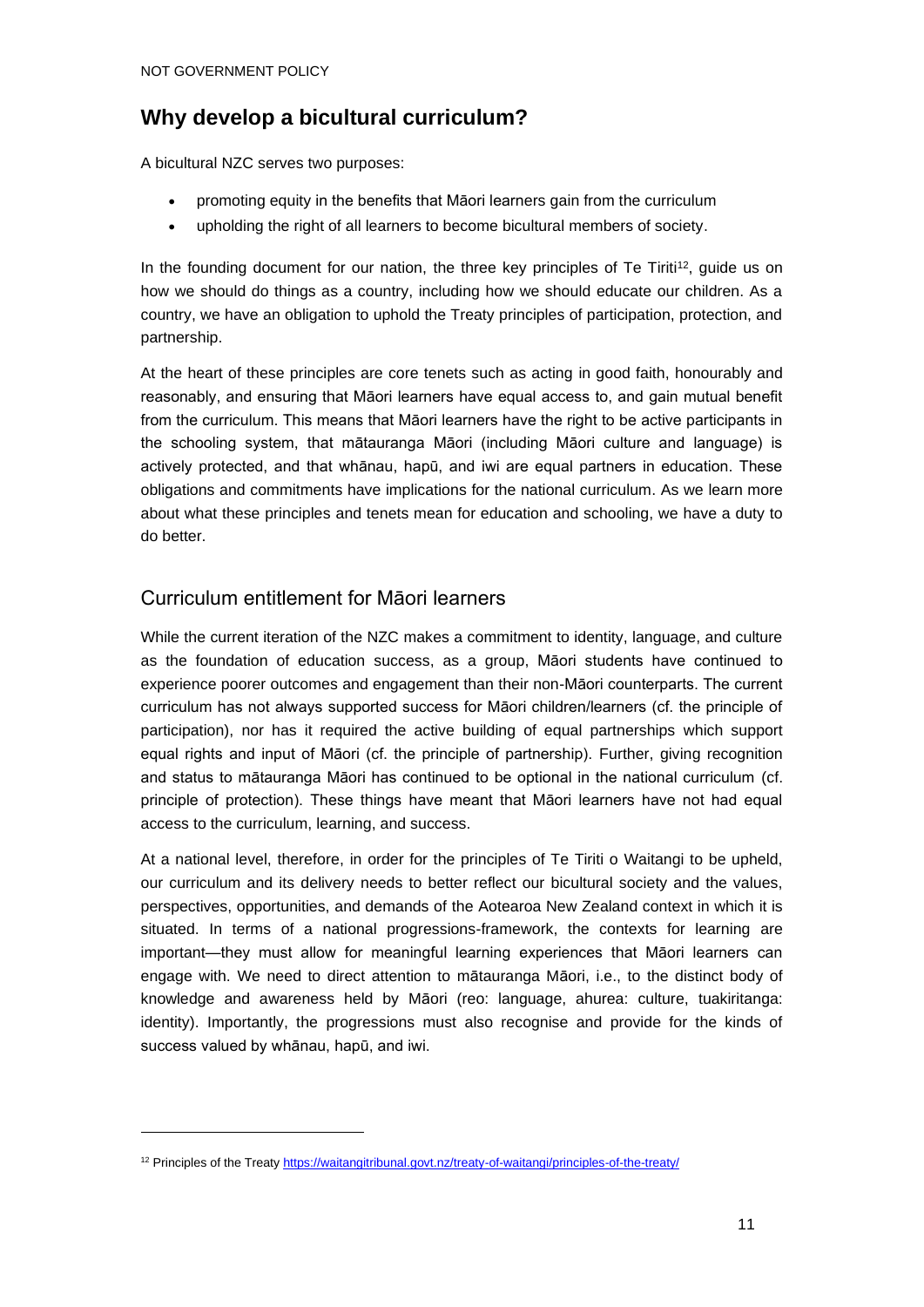## Why develop a bicultural curriculum?

A bicultural NZC serves two purposes:

- promoting equity in the benefits that Māori learners gain from the curriculum
- upholding the right of all learners to become bicultural members of society.

In the founding document for our nation, the three key principles of Te Tiriti[12], guide us on how we should do things as a country, including how we should educate our children. As a country, we have an obligation to uphold the Treaty principles of participation, protection, and partnership.

At the heart of these principles are core tenets such as acting in good faith, honourably and reasonably, and ensuring that Māori learners have equal access to, and gain mutual benefit from the curriculum. This means that Māori learners have the right to be active participants in the schooling system, that mātauranga Māori (including Māori culture and language) is actively protected, and that whānau, hapū, and iwi are equal partners in education. These obligations and commitments have implications for the national curriculum. As we learn more about what these principles and tenets mean for education and schooling, we have a duty to do better.

### Curriculum entitlement for Māori learners

While the current iteration of the NZC makes a commitment to identity, language, and culture as the foundation of education success, as a group, Māori students have continued to experience poorer outcomes and engagement than their non-Māori counterparts. The current curriculum has not always supported success for Māori children/learners (cf. the principle of participation), nor has it required the active building of equal partnerships which support equal rights and input of Māori (cf. the principle of partnership). Further, giving recognition and status to mātauranga Māori has continued to be optional in the national curriculum (cf. principle of protection). These things have meant that Māori learners have not had equal access to the curriculum, learning, and success.

At a national level, therefore, in order for the principles of Te Tiriti o Waitangi to be upheld, our curriculum and its delivery needs to better reflect our bicultural society and the values, perspectives, opportunities, and demands of the Aotearoa New Zealand context in which it is situated. In terms of a national progressions-framework, the contexts for learning are important—they must allow for meaningful learning experiences that Māori learners can engage with. We need to direct attention to mātauranga Māori, i.e., to the distinct body of knowledge and awareness held by Māori (reo: language, ahurea: culture, tuakiritanga: identity). Importantly, the progressions must also recognise and provide for the kinds of success valued by whānau, hapū, and iwi.

---

[12] Principles of the Treaty https://waitangitribunal.govt.nz/treaty-of-waitangi/principles-of-the-treaty/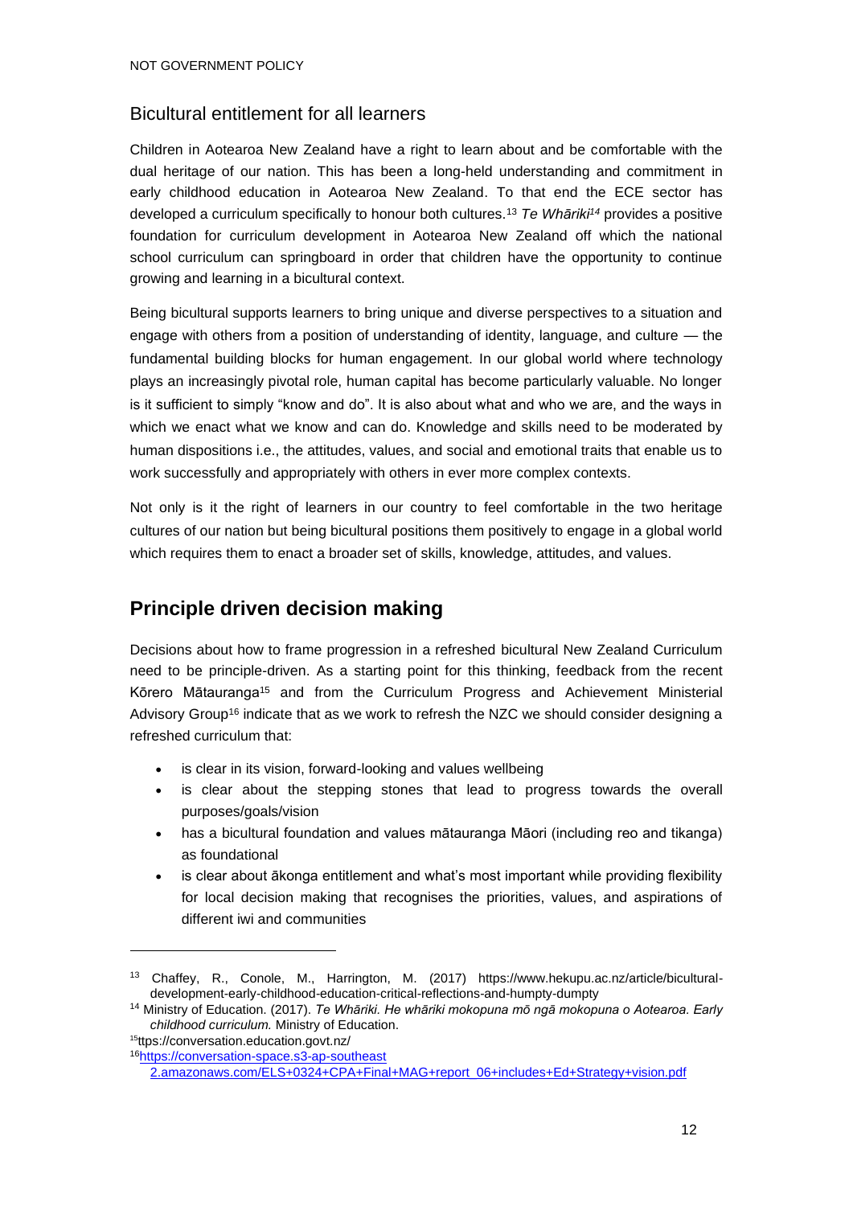## Bicultural entitlement for all learners

Children in Aotearoa New Zealand have a right to learn about and be comfortable with the dual heritage of our nation. This has been a long-held understanding and commitment in early childhood education in Aotearoa New Zealand. To that end the ECE sector has developed a curriculum specifically to honour both cultures.[13] *Te Whāriki*[14] provides a positive foundation for curriculum development in Aotearoa New Zealand off which the national school curriculum can springboard in order that children have the opportunity to continue growing and learning in a bicultural context.

Being bicultural supports learners to bring unique and diverse perspectives to a situation and engage with others from a position of understanding of identity, language, and culture — the fundamental building blocks for human engagement. In our global world where technology plays an increasingly pivotal role, human capital has become particularly valuable. No longer is it sufficient to simply "know and do". It is also about what and who we are, and the ways in which we enact what we know and can do. Knowledge and skills need to be moderated by human dispositions i.e., the attitudes, values, and social and emotional traits that enable us to work successfully and appropriately with others in ever more complex contexts.

Not only is it the right of learners in our country to feel comfortable in the two heritage cultures of our nation but being bicultural positions them positively to engage in a global world which requires them to enact a broader set of skills, knowledge, attitudes, and values.

# Principle driven decision making

Decisions about how to frame progression in a refreshed bicultural New Zealand Curriculum need to be principle-driven. As a starting point for this thinking, feedback from the recent Kōrero Mātauranga[15] and from the Curriculum Progress and Achievement Ministerial Advisory Group[16] indicate that as we work to refresh the NZC we should consider designing a refreshed curriculum that:

- is clear in its vision, forward-looking and values wellbeing
- is clear about the stepping stones that lead to progress towards the overall purposes/goals/vision
- has a bicultural foundation and values mātauranga Māori (including reo and tikanga) as foundational
- is clear about ākonga entitlement and what's most important while providing flexibility for local decision making that recognises the priorities, values, and aspirations of different iwi and communities

---

[13] Chaffey, R., Conole, M., Harrington, M. (2017) https://www.hekupu.ac.nz/article/bicultural-development-early-childhood-education-critical-reflections-and-humpty-dumpty

[14] Ministry of Education. (2017). *Te Whāriki. He whāriki mokopuna mō ngā mokopuna o Aotearoa. Early childhood curriculum.* Ministry of Education.

[15] ttps://conversation.education.govt.nz/

[16] https://conversation-space.s3-ap-southeast 2.amazonaws.com/ELS+0324+CPA+Final+MAG+report_06+includes+Ed+Strategy+vision.pdf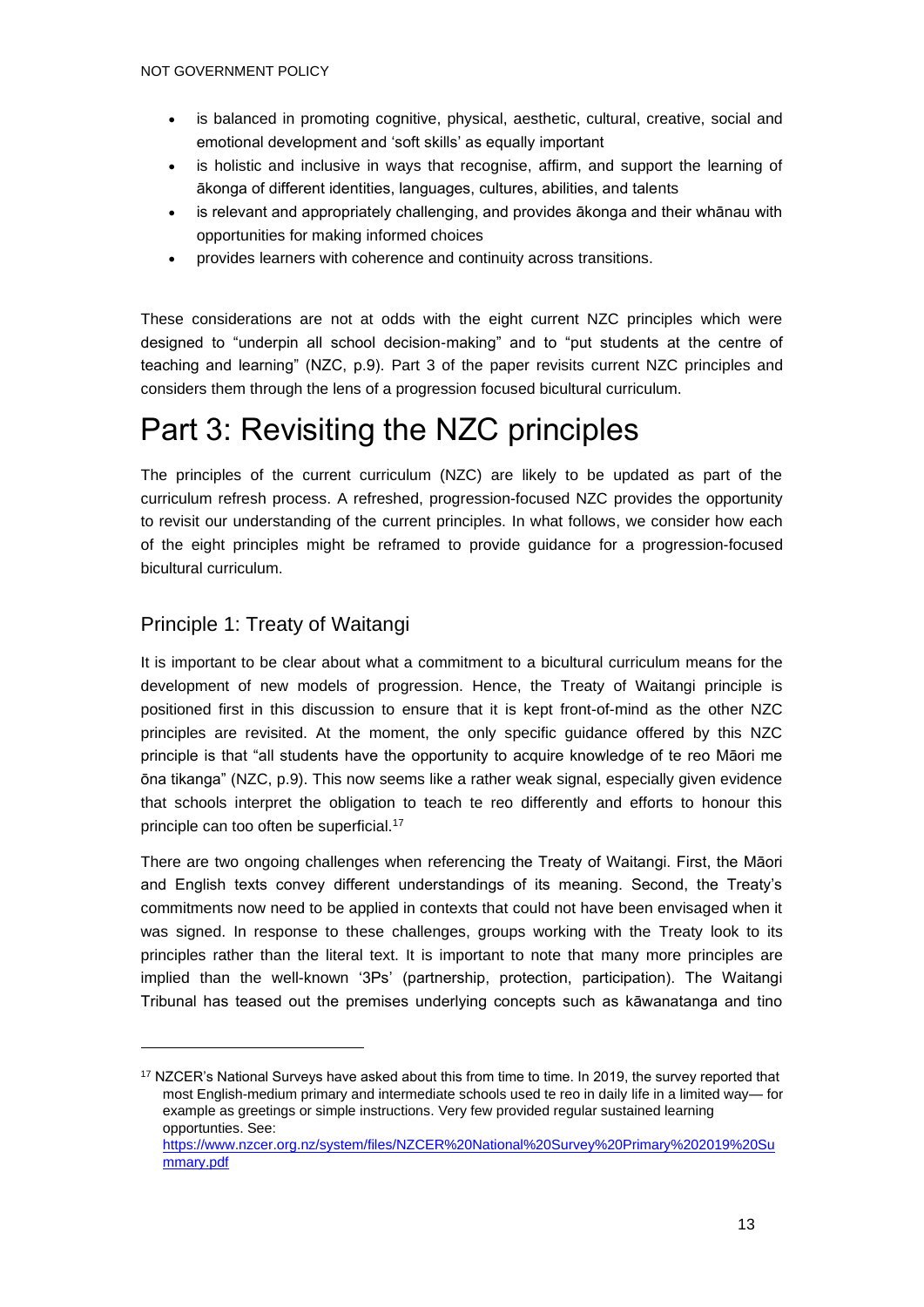- is balanced in promoting cognitive, physical, aesthetic, cultural, creative, social and emotional development and 'soft skills' as equally important
- is holistic and inclusive in ways that recognise, affirm, and support the learning of ākonga of different identities, languages, cultures, abilities, and talents
- is relevant and appropriately challenging, and provides ākonga and their whānau with opportunities for making informed choices
- provides learners with coherence and continuity across transitions.

These considerations are not at odds with the eight current NZC principles which were designed to "underpin all school decision-making" and to "put students at the centre of teaching and learning" (NZC, p.9). Part 3 of the paper revisits current NZC principles and considers them through the lens of a progression focused bicultural curriculum.

# Part 3: Revisiting the NZC principles

The principles of the current curriculum (NZC) are likely to be updated as part of the curriculum refresh process. A refreshed, progression-focused NZC provides the opportunity to revisit our understanding of the current principles. In what follows, we consider how each of the eight principles might be reframed to provide guidance for a progression-focused bicultural curriculum.

## Principle 1: Treaty of Waitangi

It is important to be clear about what a commitment to a bicultural curriculum means for the development of new models of progression. Hence, the Treaty of Waitangi principle is positioned first in this discussion to ensure that it is kept front-of-mind as the other NZC principles are revisited. At the moment, the only specific guidance offered by this NZC principle is that "all students have the opportunity to acquire knowledge of te reo Māori me ōna tikanga" (NZC, p.9). This now seems like a rather weak signal, especially given evidence that schools interpret the obligation to teach te reo differently and efforts to honour this principle can too often be superficial.[17]

There are two ongoing challenges when referencing the Treaty of Waitangi. First, the Māori and English texts convey different understandings of its meaning. Second, the Treaty's commitments now need to be applied in contexts that could not have been envisaged when it was signed. In response to these challenges, groups working with the Treaty look to its principles rather than the literal text. It is important to note that many more principles are implied than the well-known '3Ps' (partnership, protection, participation). The Waitangi Tribunal has teased out the premises underlying concepts such as kāwanatanga and tino

[17] NZCER's National Surveys have asked about this from time to time. In 2019, the survey reported that most English-medium primary and intermediate schools used te reo in daily life in a limited way— for example as greetings or simple instructions. Very few provided regular sustained learning opportunties. See: https://www.nzcer.org.nz/system/files/NZCER%20National%20Survey%20Primary%202019%20Summary.pdf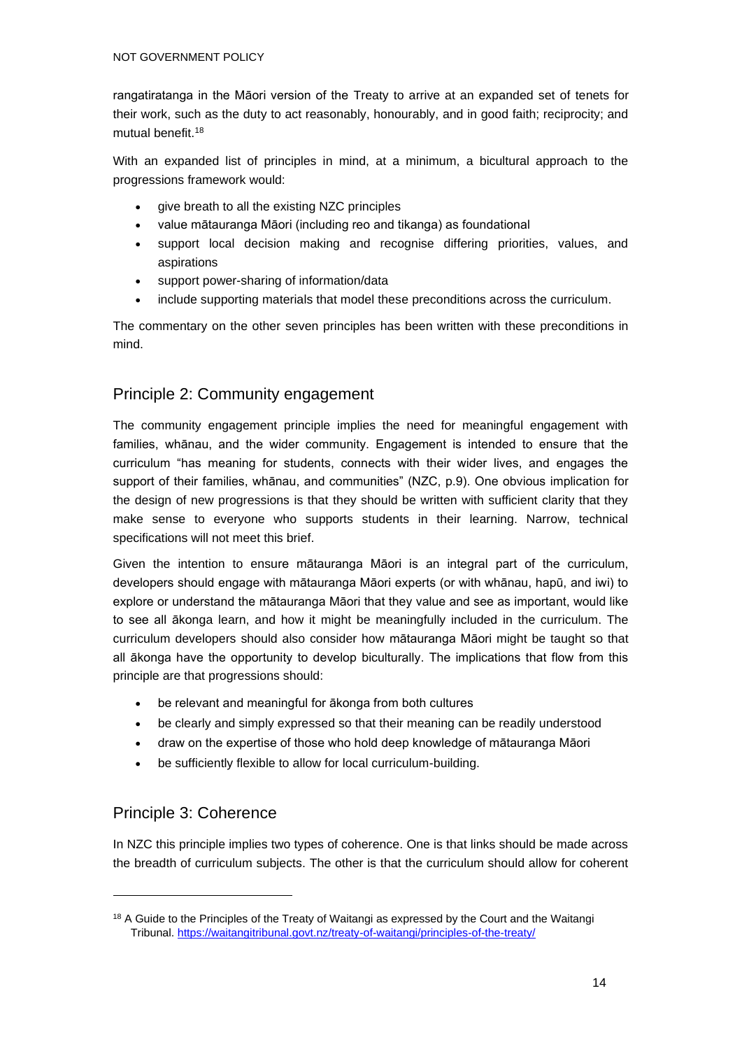rangatiratanga in the Māori version of the Treaty to arrive at an expanded set of tenets for their work, such as the duty to act reasonably, honourably, and in good faith; reciprocity; and mutual benefit.[18]

With an expanded list of principles in mind, at a minimum, a bicultural approach to the progressions framework would:

- give breath to all the existing NZC principles
- value mātauranga Māori (including reo and tikanga) as foundational
- support local decision making and recognise differing priorities, values, and aspirations
- support power-sharing of information/data
- include supporting materials that model these preconditions across the curriculum.

The commentary on the other seven principles has been written with these preconditions in mind.

## Principle 2: Community engagement

The community engagement principle implies the need for meaningful engagement with families, whānau, and the wider community. Engagement is intended to ensure that the curriculum "has meaning for students, connects with their wider lives, and engages the support of their families, whānau, and communities" (NZC, p.9). One obvious implication for the design of new progressions is that they should be written with sufficient clarity that they make sense to everyone who supports students in their learning. Narrow, technical specifications will not meet this brief.

Given the intention to ensure mātauranga Māori is an integral part of the curriculum, developers should engage with mātauranga Māori experts (or with whānau, hapū, and iwi) to explore or understand the mātauranga Māori that they value and see as important, would like to see all ākonga learn, and how it might be meaningfully included in the curriculum. The curriculum developers should also consider how mātauranga Māori might be taught so that all ākonga have the opportunity to develop biculturally. The implications that flow from this principle are that progressions should:

- be relevant and meaningful for ākonga from both cultures
- be clearly and simply expressed so that their meaning can be readily understood
- draw on the expertise of those who hold deep knowledge of mātauranga Māori
- be sufficiently flexible to allow for local curriculum-building.

## Principle 3: Coherence

In NZC this principle implies two types of coherence. One is that links should be made across the breadth of curriculum subjects. The other is that the curriculum should allow for coherent

[18] A Guide to the Principles of the Treaty of Waitangi as expressed by the Court and the Waitangi Tribunal. https://waitangitribunal.govt.nz/treaty-of-waitangi/principles-of-the-treaty/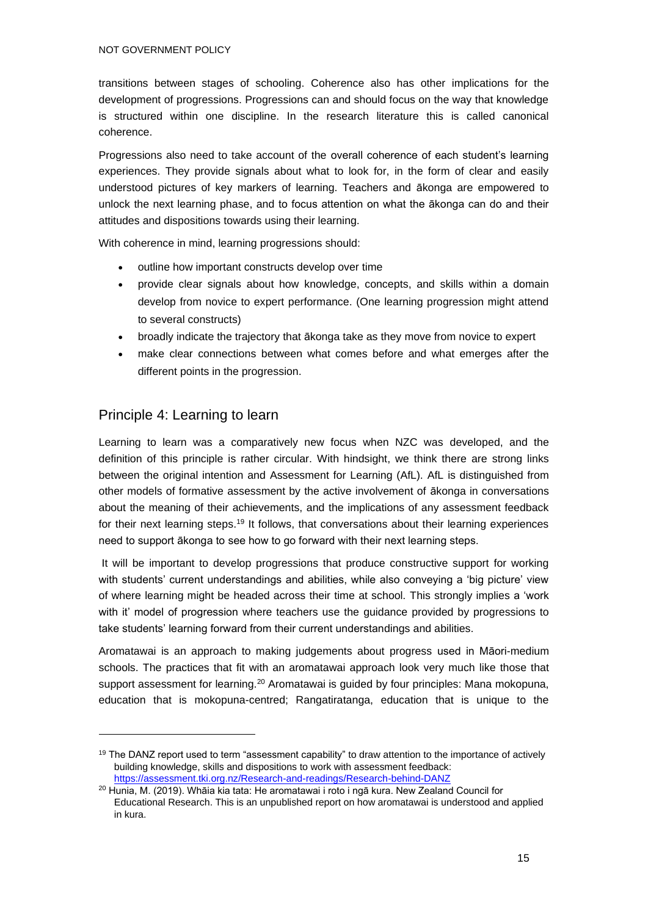transitions between stages of schooling. Coherence also has other implications for the development of progressions. Progressions can and should focus on the way that knowledge is structured within one discipline. In the research literature this is called canonical coherence.

Progressions also need to take account of the overall coherence of each student's learning experiences. They provide signals about what to look for, in the form of clear and easily understood pictures of key markers of learning. Teachers and ākonga are empowered to unlock the next learning phase, and to focus attention on what the ākonga can do and their attitudes and dispositions towards using their learning.

With coherence in mind, learning progressions should:

- outline how important constructs develop over time
- provide clear signals about how knowledge, concepts, and skills within a domain develop from novice to expert performance. (One learning progression might attend to several constructs)
- broadly indicate the trajectory that ākonga take as they move from novice to expert
- make clear connections between what comes before and what emerges after the different points in the progression.

## Principle 4: Learning to learn

Learning to learn was a comparatively new focus when NZC was developed, and the definition of this principle is rather circular. With hindsight, we think there are strong links between the original intention and Assessment for Learning (AfL). AfL is distinguished from other models of formative assessment by the active involvement of ākonga in conversations about the meaning of their achievements, and the implications of any assessment feedback for their next learning steps.[19] It follows, that conversations about their learning experiences need to support ākonga to see how to go forward with their next learning steps.

It will be important to develop progressions that produce constructive support for working with students' current understandings and abilities, while also conveying a 'big picture' view of where learning might be headed across their time at school. This strongly implies a 'work with it' model of progression where teachers use the guidance provided by progressions to take students' learning forward from their current understandings and abilities.

Aromatawai is an approach to making judgements about progress used in Māori-medium schools. The practices that fit with an aromatawai approach look very much like those that support assessment for learning.[20] Aromatawai is guided by four principles: Mana mokopuna, education that is mokopuna-centred; Rangatiratanga, education that is unique to the

---

[19] The DANZ report used to term "assessment capability" to draw attention to the importance of actively building knowledge, skills and dispositions to work with assessment feedback: https://assessment.tki.org.nz/Research-and-readings/Research-behind-DANZ

[20] Hunia, M. (2019). Whāia kia tata: He aromatawai i roto i ngā kura. New Zealand Council for Educational Research. This is an unpublished report on how aromatawai is understood and applied in kura.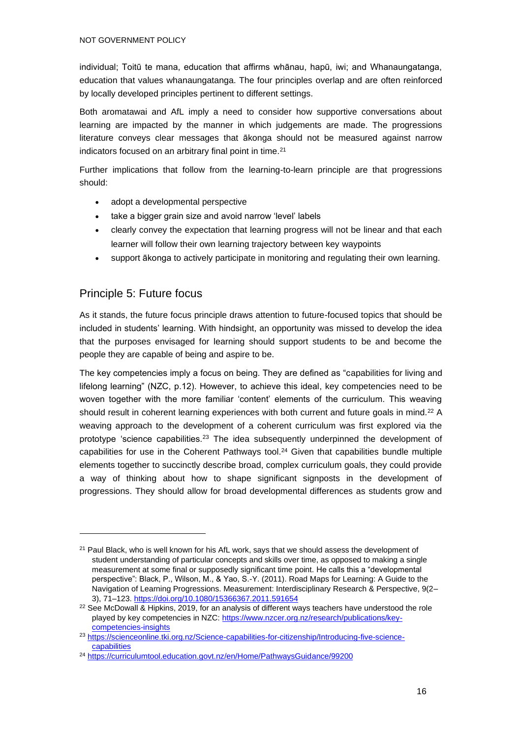individual; Toitū te mana, education that affirms whānau, hapū, iwi; and Whanaungatanga, education that values whanaungatanga. The four principles overlap and are often reinforced by locally developed principles pertinent to different settings.

Both aromatawai and AfL imply a need to consider how supportive conversations about learning are impacted by the manner in which judgements are made. The progressions literature conveys clear messages that ākonga should not be measured against narrow indicators focused on an arbitrary final point in time.[21]

Further implications that follow from the learning-to-learn principle are that progressions should:

- adopt a developmental perspective
- take a bigger grain size and avoid narrow 'level' labels
- clearly convey the expectation that learning progress will not be linear and that each learner will follow their own learning trajectory between key waypoints
- support ākonga to actively participate in monitoring and regulating their own learning.

## Principle 5: Future focus

As it stands, the future focus principle draws attention to future-focused topics that should be included in students' learning. With hindsight, an opportunity was missed to develop the idea that the purposes envisaged for learning should support students to be and become the people they are capable of being and aspire to be.

The key competencies imply a focus on being. They are defined as "capabilities for living and lifelong learning" (NZC, p.12). However, to achieve this ideal, key competencies need to be woven together with the more familiar 'content' elements of the curriculum. This weaving should result in coherent learning experiences with both current and future goals in mind.[22] A weaving approach to the development of a coherent curriculum was first explored via the prototype 'science capabilities.[23] The idea subsequently underpinned the development of capabilities for use in the Coherent Pathways tool.[24] Given that capabilities bundle multiple elements together to succinctly describe broad, complex curriculum goals, they could provide a way of thinking about how to shape significant signposts in the development of progressions. They should allow for broad developmental differences as students grow and

[21] Paul Black, who is well known for his AfL work, says that we should assess the development of student understanding of particular concepts and skills over time, as opposed to making a single measurement at some final or supposedly significant time point. He calls this a "developmental perspective": Black, P., Wilson, M., & Yao, S.-Y. (2011). Road Maps for Learning: A Guide to the Navigation of Learning Progressions. Measurement: Interdisciplinary Research & Perspective, 9(2–3), 71–123. https://doi.org/10.1080/15366367.2011.591654

[22] See McDowall & Hipkins, 2019, for an analysis of different ways teachers have understood the role played by key competencies in NZC: https://www.nzcer.org.nz/research/publications/key-competencies-insights

[23] https://scienceonline.tki.org.nz/Science-capabilities-for-citizenship/Introducing-five-science-capabilities

[24] https://curriculumtool.education.govt.nz/en/Home/PathwaysGuidance/99200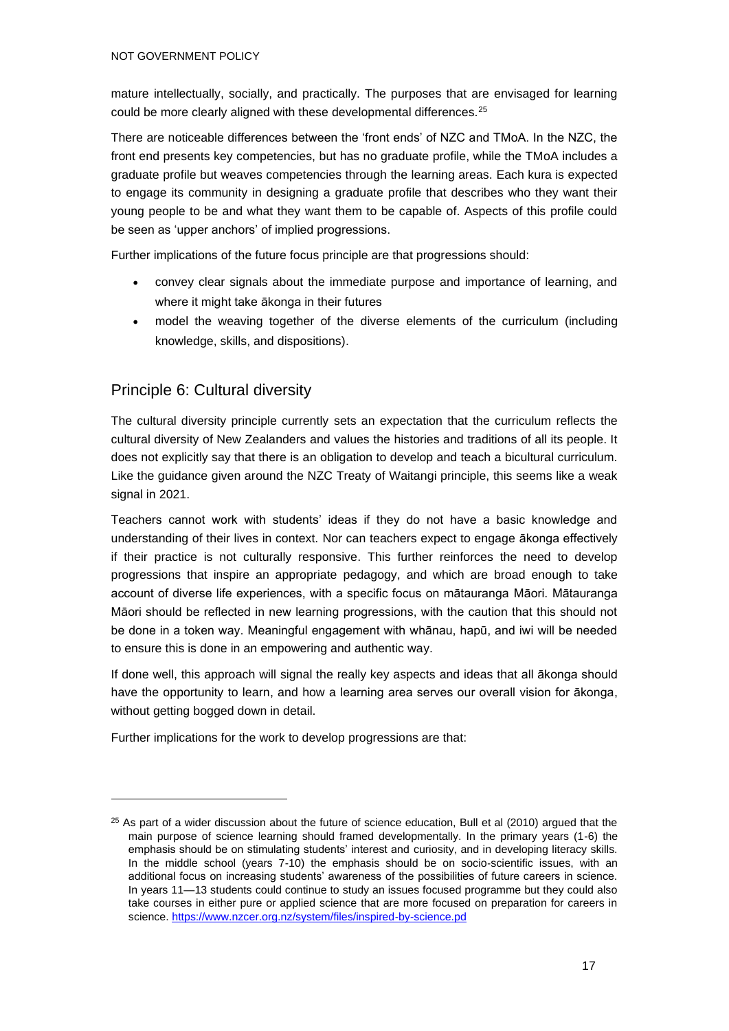mature intellectually, socially, and practically. The purposes that are envisaged for learning could be more clearly aligned with these developmental differences.[25]

There are noticeable differences between the 'front ends' of NZC and TMoA. In the NZC, the front end presents key competencies, but has no graduate profile, while the TMoA includes a graduate profile but weaves competencies through the learning areas. Each kura is expected to engage its community in designing a graduate profile that describes who they want their young people to be and what they want them to be capable of. Aspects of this profile could be seen as 'upper anchors' of implied progressions.

Further implications of the future focus principle are that progressions should:

- convey clear signals about the immediate purpose and importance of learning, and where it might take ākonga in their futures
- model the weaving together of the diverse elements of the curriculum (including knowledge, skills, and dispositions).

## Principle 6: Cultural diversity

The cultural diversity principle currently sets an expectation that the curriculum reflects the cultural diversity of New Zealanders and values the histories and traditions of all its people. It does not explicitly say that there is an obligation to develop and teach a bicultural curriculum. Like the guidance given around the NZC Treaty of Waitangi principle, this seems like a weak signal in 2021.

Teachers cannot work with students' ideas if they do not have a basic knowledge and understanding of their lives in context. Nor can teachers expect to engage ākonga effectively if their practice is not culturally responsive. This further reinforces the need to develop progressions that inspire an appropriate pedagogy, and which are broad enough to take account of diverse life experiences, with a specific focus on mātauranga Māori. Mātauranga Māori should be reflected in new learning progressions, with the caution that this should not be done in a token way. Meaningful engagement with whānau, hapū, and iwi will be needed to ensure this is done in an empowering and authentic way.

If done well, this approach will signal the really key aspects and ideas that all ākonga should have the opportunity to learn, and how a learning area serves our overall vision for ākonga, without getting bogged down in detail.

Further implications for the work to develop progressions are that:

---

[25] As part of a wider discussion about the future of science education, Bull et al (2010) argued that the main purpose of science learning should framed developmentally. In the primary years (1-6) the emphasis should be on stimulating students' interest and curiosity, and in developing literacy skills. In the middle school (years 7-10) the emphasis should be on socio-scientific issues, with an additional focus on increasing students' awareness of the possibilities of future careers in science. In years 11—13 students could continue to study an issues focused programme but they could also take courses in either pure or applied science that are more focused on preparation for careers in science. https://www.nzcer.org.nz/system/files/inspired-by-science.pd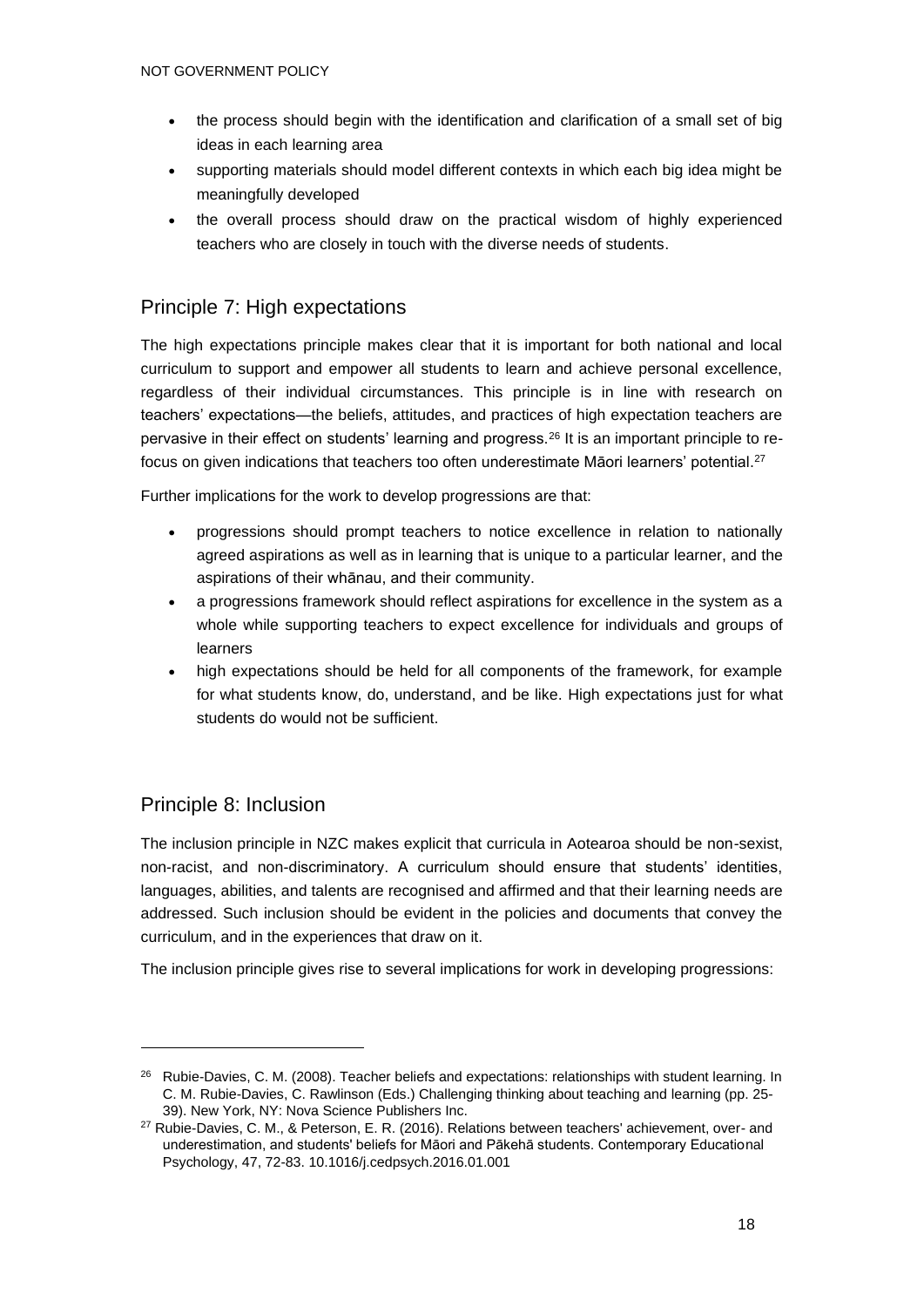- the process should begin with the identification and clarification of a small set of big ideas in each learning area
- supporting materials should model different contexts in which each big idea might be meaningfully developed
- the overall process should draw on the practical wisdom of highly experienced teachers who are closely in touch with the diverse needs of students.

## Principle 7: High expectations

The high expectations principle makes clear that it is important for both national and local curriculum to support and empower all students to learn and achieve personal excellence, regardless of their individual circumstances. This principle is in line with research on teachers' expectations—the beliefs, attitudes, and practices of high expectation teachers are pervasive in their effect on students' learning and progress.[26] It is an important principle to re-focus on given indications that teachers too often underestimate Māori learners' potential.[27]

Further implications for the work to develop progressions are that:

- progressions should prompt teachers to notice excellence in relation to nationally agreed aspirations as well as in learning that is unique to a particular learner, and the aspirations of their whānau, and their community.
- a progressions framework should reflect aspirations for excellence in the system as a whole while supporting teachers to expect excellence for individuals and groups of learners
- high expectations should be held for all components of the framework, for example for what students know, do, understand, and be like. High expectations just for what students do would not be sufficient.

## Principle 8: Inclusion

The inclusion principle in NZC makes explicit that curricula in Aotearoa should be non-sexist, non-racist, and non-discriminatory. A curriculum should ensure that students' identities, languages, abilities, and talents are recognised and affirmed and that their learning needs are addressed. Such inclusion should be evident in the policies and documents that convey the curriculum, and in the experiences that draw on it.

The inclusion principle gives rise to several implications for work in developing progressions:

---

[26] Rubie-Davies, C. M. (2008). Teacher beliefs and expectations: relationships with student learning. In C. M. Rubie-Davies, C. Rawlinson (Eds.) Challenging thinking about teaching and learning (pp. 25-39). New York, NY: Nova Science Publishers Inc.

[27] Rubie-Davies, C. M., & Peterson, E. R. (2016). Relations between teachers' achievement, over- and underestimation, and students' beliefs for Māori and Pākehā students. Contemporary Educational Psychology, 47, 72-83. 10.1016/j.cedpsych.2016.01.001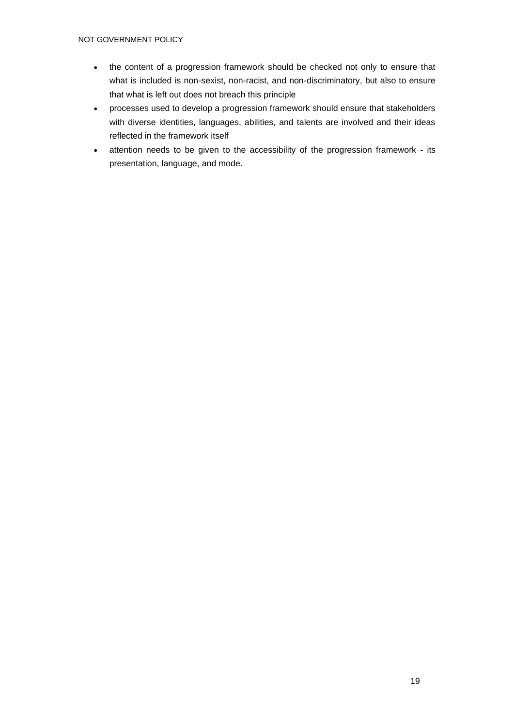- the content of a progression framework should be checked not only to ensure that what is included is non-sexist, non-racist, and non-discriminatory, but also to ensure that what is left out does not breach this principle
- processes used to develop a progression framework should ensure that stakeholders with diverse identities, languages, abilities, and talents are involved and their ideas reflected in the framework itself
- attention needs to be given to the accessibility of the progression framework - its presentation, language, and mode.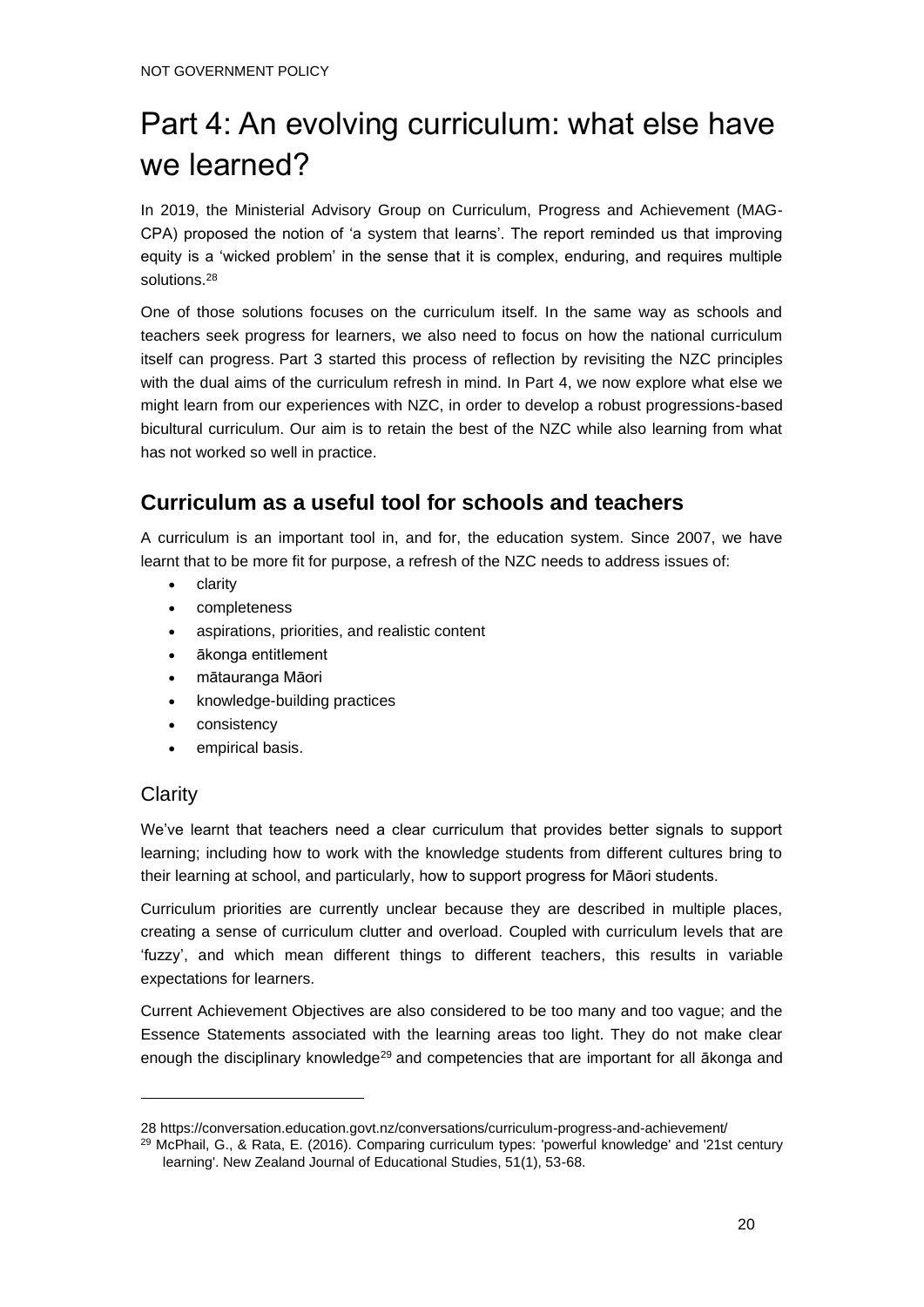# Part 4: An evolving curriculum: what else have we learned?

In 2019, the Ministerial Advisory Group on Curriculum, Progress and Achievement (MAG-CPA) proposed the notion of 'a system that learns'. The report reminded us that improving equity is a 'wicked problem' in the sense that it is complex, enduring, and requires multiple solutions.[28]

One of those solutions focuses on the curriculum itself. In the same way as schools and teachers seek progress for learners, we also need to focus on how the national curriculum itself can progress. Part 3 started this process of reflection by revisiting the NZC principles with the dual aims of the curriculum refresh in mind. In Part 4, we now explore what else we might learn from our experiences with NZC, in order to develop a robust progressions-based bicultural curriculum. Our aim is to retain the best of the NZC while also learning from what has not worked so well in practice.

## Curriculum as a useful tool for schools and teachers

A curriculum is an important tool in, and for, the education system. Since 2007, we have learnt that to be more fit for purpose, a refresh of the NZC needs to address issues of:

- clarity
- completeness
- aspirations, priorities, and realistic content
- ākonga entitlement
- mātauranga Māori
- knowledge-building practices
- consistency
- empirical basis.

### Clarity

We've learnt that teachers need a clear curriculum that provides better signals to support learning; including how to work with the knowledge students from different cultures bring to their learning at school, and particularly, how to support progress for Māori students.

Curriculum priorities are currently unclear because they are described in multiple places, creating a sense of curriculum clutter and overload. Coupled with curriculum levels that are 'fuzzy', and which mean different things to different teachers, this results in variable expectations for learners.

Current Achievement Objectives are also considered to be too many and too vague; and the Essence Statements associated with the learning areas too light. They do not make clear enough the disciplinary knowledge[29] and competencies that are important for all ākonga and

---

28 https://conversation.education.govt.nz/conversations/curriculum-progress-and-achievement/

29 McPhail, G., & Rata, E. (2016). Comparing curriculum types: 'powerful knowledge' and '21st century learning'. New Zealand Journal of Educational Studies, 51(1), 53-68.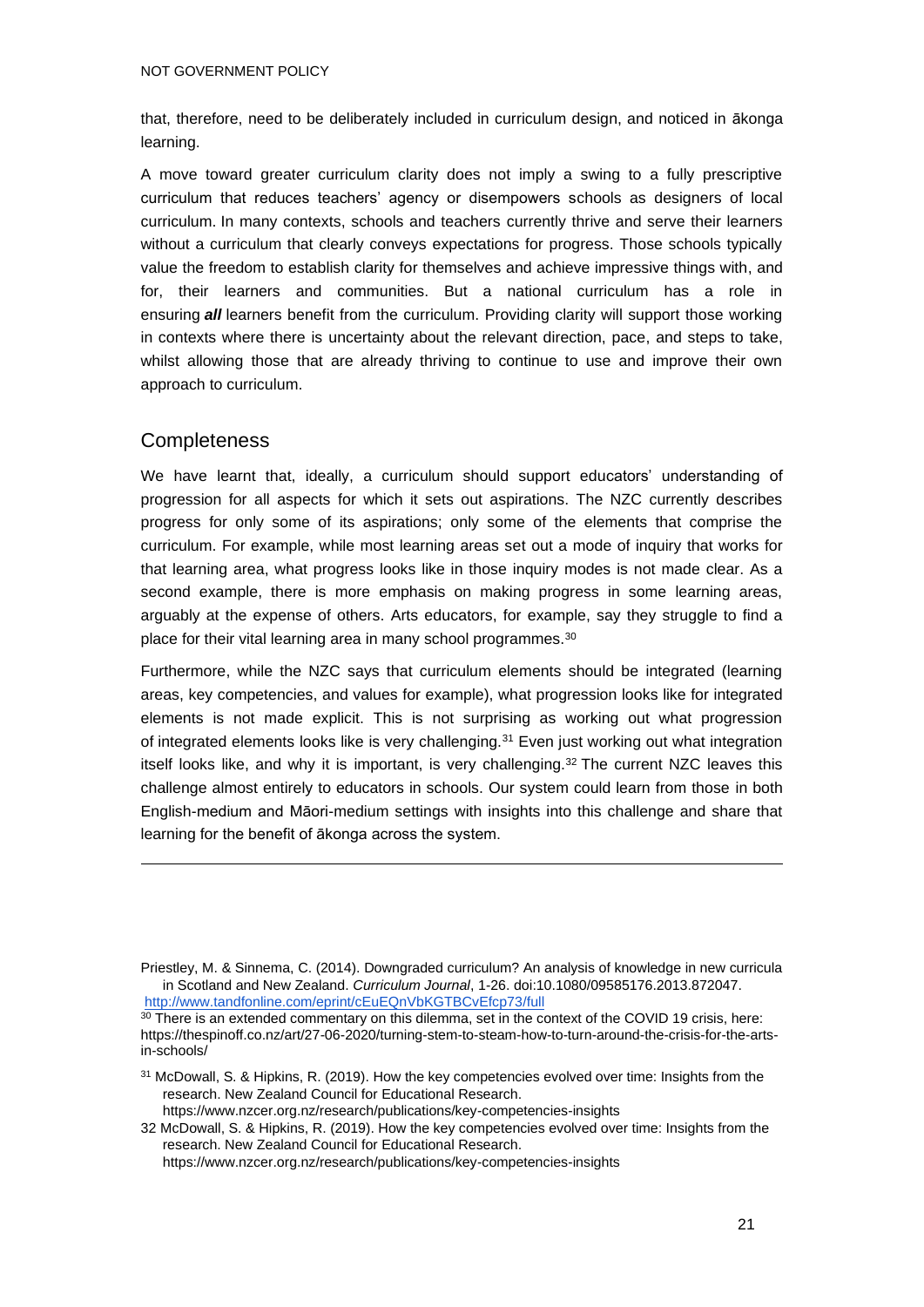that, therefore, need to be deliberately included in curriculum design, and noticed in ākonga learning.

A move toward greater curriculum clarity does not imply a swing to a fully prescriptive curriculum that reduces teachers' agency or disempowers schools as designers of local curriculum. In many contexts, schools and teachers currently thrive and serve their learners without a curriculum that clearly conveys expectations for progress. Those schools typically value the freedom to establish clarity for themselves and achieve impressive things with, and for, their learners and communities. But a national curriculum has a role in ensuring ***all*** learners benefit from the curriculum. Providing clarity will support those working in contexts where there is uncertainty about the relevant direction, pace, and steps to take, whilst allowing those that are already thriving to continue to use and improve their own approach to curriculum.

## Completeness

We have learnt that, ideally, a curriculum should support educators' understanding of progression for all aspects for which it sets out aspirations. The NZC currently describes progress for only some of its aspirations; only some of the elements that comprise the curriculum. For example, while most learning areas set out a mode of inquiry that works for that learning area, what progress looks like in those inquiry modes is not made clear. As a second example, there is more emphasis on making progress in some learning areas, arguably at the expense of others. Arts educators, for example, say they struggle to find a place for their vital learning area in many school programmes.[30]

Furthermore, while the NZC says that curriculum elements should be integrated (learning areas, key competencies, and values for example), what progression looks like for integrated elements is not made explicit. This is not surprising as working out what progression of integrated elements looks like is very challenging.[31] Even just working out what integration itself looks like, and why it is important, is very challenging.[32] The current NZC leaves this challenge almost entirely to educators in schools. Our system could learn from those in both English-medium and Māori-medium settings with insights into this challenge and share that learning for the benefit of ākonga across the system.

---

Priestley, M. & Sinnema, C. (2014). Downgraded curriculum? An analysis of knowledge in new curricula in Scotland and New Zealand. *Curriculum Journal*, 1-26. doi:10.1080/09585176.2013.872047. http://www.tandfonline.com/eprint/cEuEQnVbKGTBCvEfcp73/full

[30] There is an extended commentary on this dilemma, set in the context of the COVID 19 crisis, here: https://thespinoff.co.nz/art/27-06-2020/turning-stem-to-steam-how-to-turn-around-the-crisis-for-the-arts-in-schools/

[31] McDowall, S. & Hipkins, R. (2019). How the key competencies evolved over time: Insights from the research. New Zealand Council for Educational Research. https://www.nzcer.org.nz/research/publications/key-competencies-insights

32 McDowall, S. & Hipkins, R. (2019). How the key competencies evolved over time: Insights from the research. New Zealand Council for Educational Research. https://www.nzcer.org.nz/research/publications/key-competencies-insights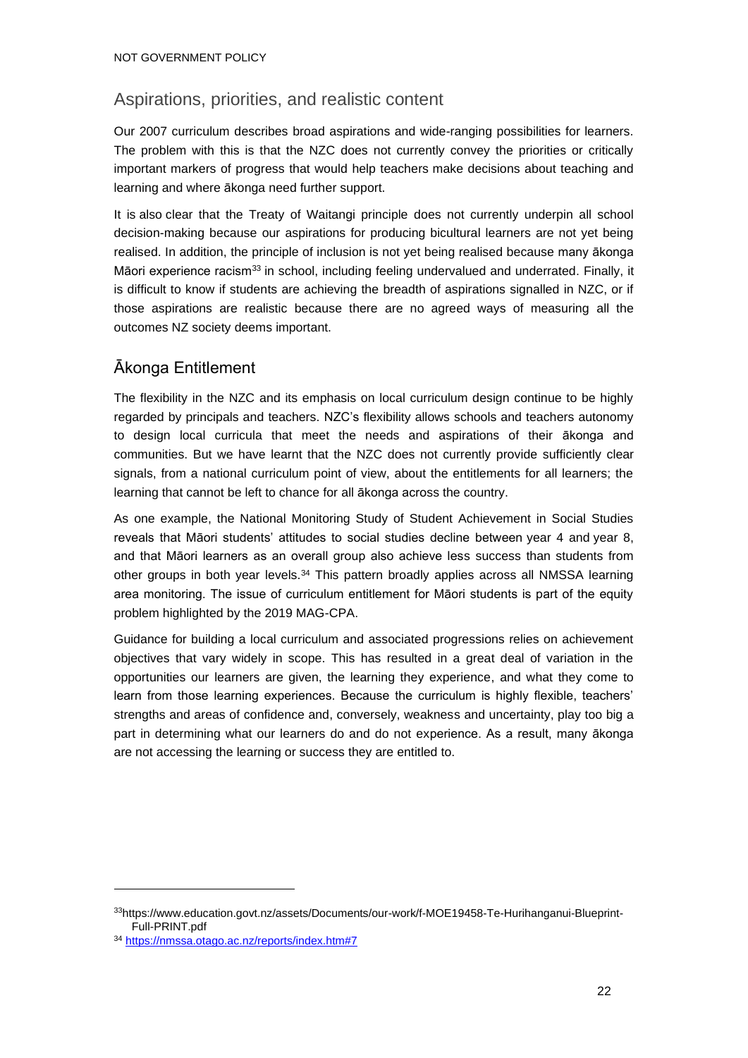## Aspirations, priorities, and realistic content

Our 2007 curriculum describes broad aspirations and wide-ranging possibilities for learners. The problem with this is that the NZC does not currently convey the priorities or critically important markers of progress that would help teachers make decisions about teaching and learning and where ākonga need further support.

It is also clear that the Treaty of Waitangi principle does not currently underpin all school decision-making because our aspirations for producing bicultural learners are not yet being realised. In addition, the principle of inclusion is not yet being realised because many ākonga Māori experience racism[33] in school, including feeling undervalued and underrated. Finally, it is difficult to know if students are achieving the breadth of aspirations signalled in NZC, or if those aspirations are realistic because there are no agreed ways of measuring all the outcomes NZ society deems important.

## Ākonga Entitlement

The flexibility in the NZC and its emphasis on local curriculum design continue to be highly regarded by principals and teachers. NZC's flexibility allows schools and teachers autonomy to design local curricula that meet the needs and aspirations of their ākonga and communities. But we have learnt that the NZC does not currently provide sufficiently clear signals, from a national curriculum point of view, about the entitlements for all learners; the learning that cannot be left to chance for all ākonga across the country.

As one example, the National Monitoring Study of Student Achievement in Social Studies reveals that Māori students' attitudes to social studies decline between year 4 and year 8, and that Māori learners as an overall group also achieve less success than students from other groups in both year levels.[34] This pattern broadly applies across all NMSSA learning area monitoring. The issue of curriculum entitlement for Māori students is part of the equity problem highlighted by the 2019 MAG-CPA.

Guidance for building a local curriculum and associated progressions relies on achievement objectives that vary widely in scope. This has resulted in a great deal of variation in the opportunities our learners are given, the learning they experience, and what they come to learn from those learning experiences. Because the curriculum is highly flexible, teachers' strengths and areas of confidence and, conversely, weakness and uncertainty, play too big a part in determining what our learners do and do not experience. As a result, many ākonga are not accessing the learning or success they are entitled to.

---

[33] https://www.education.govt.nz/assets/Documents/our-work/f-MOE19458-Te-Hurihanganui-Blueprint-Full-PRINT.pdf

[34] https://nmssa.otago.ac.nz/reports/index.htm#7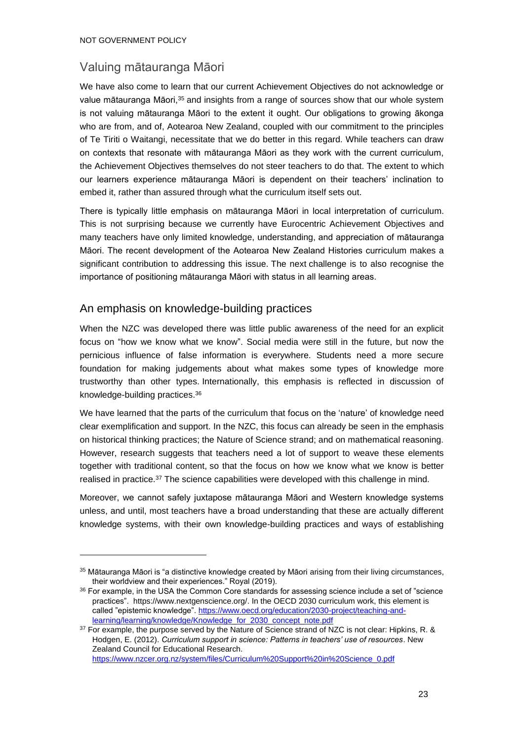## Valuing mātauranga Māori

We have also come to learn that our current Achievement Objectives do not acknowledge or value mātauranga Māori,[35] and insights from a range of sources show that our whole system is not valuing mātauranga Māori to the extent it ought. Our obligations to growing ākonga who are from, and of, Aotearoa New Zealand, coupled with our commitment to the principles of Te Tiriti o Waitangi, necessitate that we do better in this regard. While teachers can draw on contexts that resonate with mātauranga Māori as they work with the current curriculum, the Achievement Objectives themselves do not steer teachers to do that. The extent to which our learners experience mātauranga Māori is dependent on their teachers' inclination to embed it, rather than assured through what the curriculum itself sets out.

There is typically little emphasis on mātauranga Māori in local interpretation of curriculum. This is not surprising because we currently have Eurocentric Achievement Objectives and many teachers have only limited knowledge, understanding, and appreciation of mātauranga Māori. The recent development of the Aotearoa New Zealand Histories curriculum makes a significant contribution to addressing this issue. The next challenge is to also recognise the importance of positioning mātauranga Māori with status in all learning areas.

## An emphasis on knowledge-building practices

When the NZC was developed there was little public awareness of the need for an explicit focus on "how we know what we know". Social media were still in the future, but now the pernicious influence of false information is everywhere. Students need a more secure foundation for making judgements about what makes some types of knowledge more trustworthy than other types. Internationally, this emphasis is reflected in discussion of knowledge-building practices.[36]

We have learned that the parts of the curriculum that focus on the 'nature' of knowledge need clear exemplification and support. In the NZC, this focus can already be seen in the emphasis on historical thinking practices; the Nature of Science strand; and on mathematical reasoning. However, research suggests that teachers need a lot of support to weave these elements together with traditional content, so that the focus on how we know what we know is better realised in practice.[37] The science capabilities were developed with this challenge in mind.

Moreover, we cannot safely juxtapose mātauranga Māori and Western knowledge systems unless, and until, most teachers have a broad understanding that these are actually different knowledge systems, with their own knowledge-building practices and ways of establishing

---

[35] Mātauranga Māori is "a distinctive knowledge created by Māori arising from their living circumstances, their worldview and their experiences." Royal (2019).

[36] For example, in the USA the Common Core standards for assessing science include a set of "science practices". https://www.nextgenscience.org/. In the OECD 2030 curriculum work, this element is called "epistemic knowledge". https://www.oecd.org/education/2030-project/teaching-and-learning/learning/knowledge/Knowledge_for_2030_concept_note.pdf

[37] For example, the purpose served by the Nature of Science strand of NZC is not clear: Hipkins, R. & Hodgen, E. (2012). *Curriculum support in science: Patterns in teachers' use of resources*. New Zealand Council for Educational Research. https://www.nzcer.org.nz/system/files/Curriculum%20Support%20in%20Science_0.pdf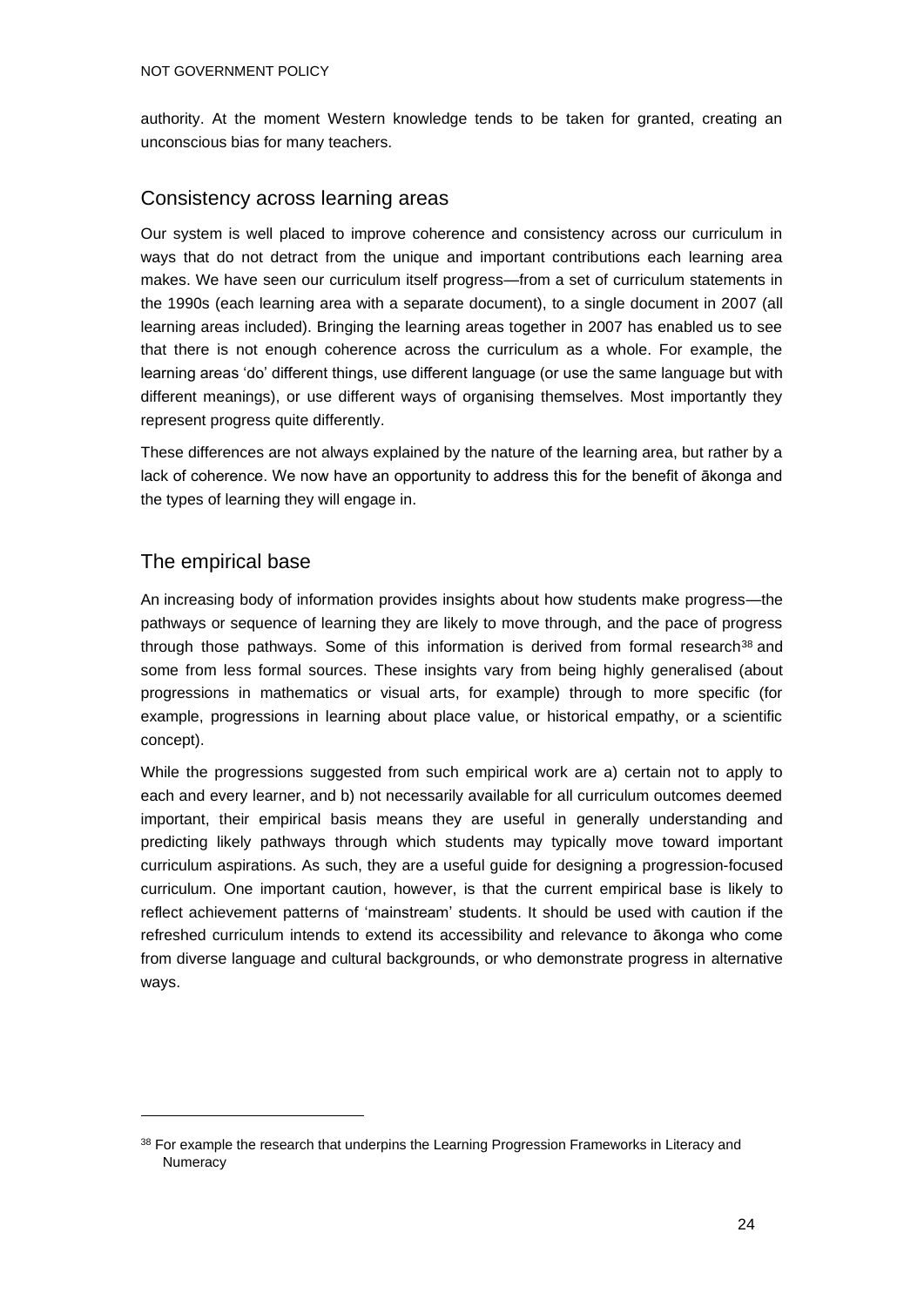authority. At the moment Western knowledge tends to be taken for granted, creating an unconscious bias for many teachers.

## Consistency across learning areas

Our system is well placed to improve coherence and consistency across our curriculum in ways that do not detract from the unique and important contributions each learning area makes. We have seen our curriculum itself progress—from a set of curriculum statements in the 1990s (each learning area with a separate document), to a single document in 2007 (all learning areas included). Bringing the learning areas together in 2007 has enabled us to see that there is not enough coherence across the curriculum as a whole. For example, the learning areas 'do' different things, use different language (or use the same language but with different meanings), or use different ways of organising themselves. Most importantly they represent progress quite differently.

These differences are not always explained by the nature of the learning area, but rather by a lack of coherence. We now have an opportunity to address this for the benefit of ākonga and the types of learning they will engage in.

## The empirical base

An increasing body of information provides insights about how students make progress—the pathways or sequence of learning they are likely to move through, and the pace of progress through those pathways. Some of this information is derived from formal research[38] and some from less formal sources. These insights vary from being highly generalised (about progressions in mathematics or visual arts, for example) through to more specific (for example, progressions in learning about place value, or historical empathy, or a scientific concept).

While the progressions suggested from such empirical work are a) certain not to apply to each and every learner, and b) not necessarily available for all curriculum outcomes deemed important, their empirical basis means they are useful in generally understanding and predicting likely pathways through which students may typically move toward important curriculum aspirations. As such, they are a useful guide for designing a progression-focused curriculum. One important caution, however, is that the current empirical base is likely to reflect achievement patterns of 'mainstream' students. It should be used with caution if the refreshed curriculum intends to extend its accessibility and relevance to ākonga who come from diverse language and cultural backgrounds, or who demonstrate progress in alternative ways.

[38] For example the research that underpins the Learning Progression Frameworks in Literacy and Numeracy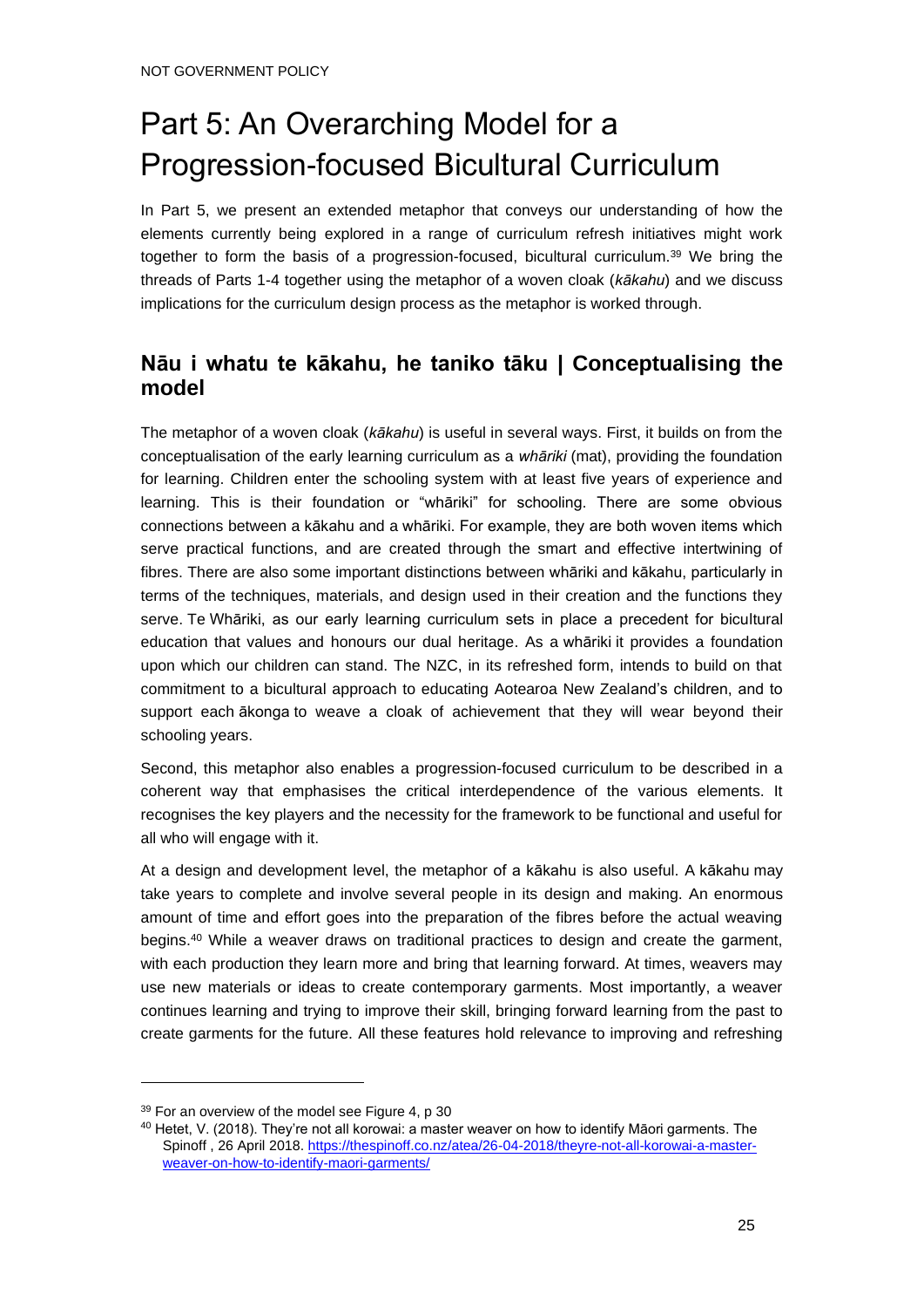# Part 5: An Overarching Model for a Progression-focused Bicultural Curriculum

In Part 5, we present an extended metaphor that conveys our understanding of how the elements currently being explored in a range of curriculum refresh initiatives might work together to form the basis of a progression-focused, bicultural curriculum.[39] We bring the threads of Parts 1-4 together using the metaphor of a woven cloak (*kākahu*) and we discuss implications for the curriculum design process as the metaphor is worked through.

## Nāu i whatu te kākahu, he taniko tāku | Conceptualising the model

The metaphor of a woven cloak (*kākahu*) is useful in several ways. First, it builds on from the conceptualisation of the early learning curriculum as a *whāriki* (mat), providing the foundation for learning. Children enter the schooling system with at least five years of experience and learning. This is their foundation or "whāriki" for schooling. There are some obvious connections between a kākahu and a whāriki. For example, they are both woven items which serve practical functions, and are created through the smart and effective intertwining of fibres. There are also some important distinctions between whāriki and kākahu, particularly in terms of the techniques, materials, and design used in their creation and the functions they serve. Te Whāriki, as our early learning curriculum sets in place a precedent for bicultural education that values and honours our dual heritage. As a whāriki it provides a foundation upon which our children can stand. The NZC, in its refreshed form, intends to build on that commitment to a bicultural approach to educating Aotearoa New Zealand's children, and to support each ākonga to weave a cloak of achievement that they will wear beyond their schooling years.

Second, this metaphor also enables a progression-focused curriculum to be described in a coherent way that emphasises the critical interdependence of the various elements. It recognises the key players and the necessity for the framework to be functional and useful for all who will engage with it.

At a design and development level, the metaphor of a kākahu is also useful. A kākahu may take years to complete and involve several people in its design and making. An enormous amount of time and effort goes into the preparation of the fibres before the actual weaving begins.[40] While a weaver draws on traditional practices to design and create the garment, with each production they learn more and bring that learning forward. At times, weavers may use new materials or ideas to create contemporary garments. Most importantly, a weaver continues learning and trying to improve their skill, bringing forward learning from the past to create garments for the future. All these features hold relevance to improving and refreshing

[39] For an overview of the model see Figure 4, p 30

[40] Hetet, V. (2018). They're not all korowai: a master weaver on how to identify Māori garments. The Spinoff , 26 April 2018. https://thespinoff.co.nz/atea/26-04-2018/theyre-not-all-korowai-a-master-weaver-on-how-to-identify-maori-garments/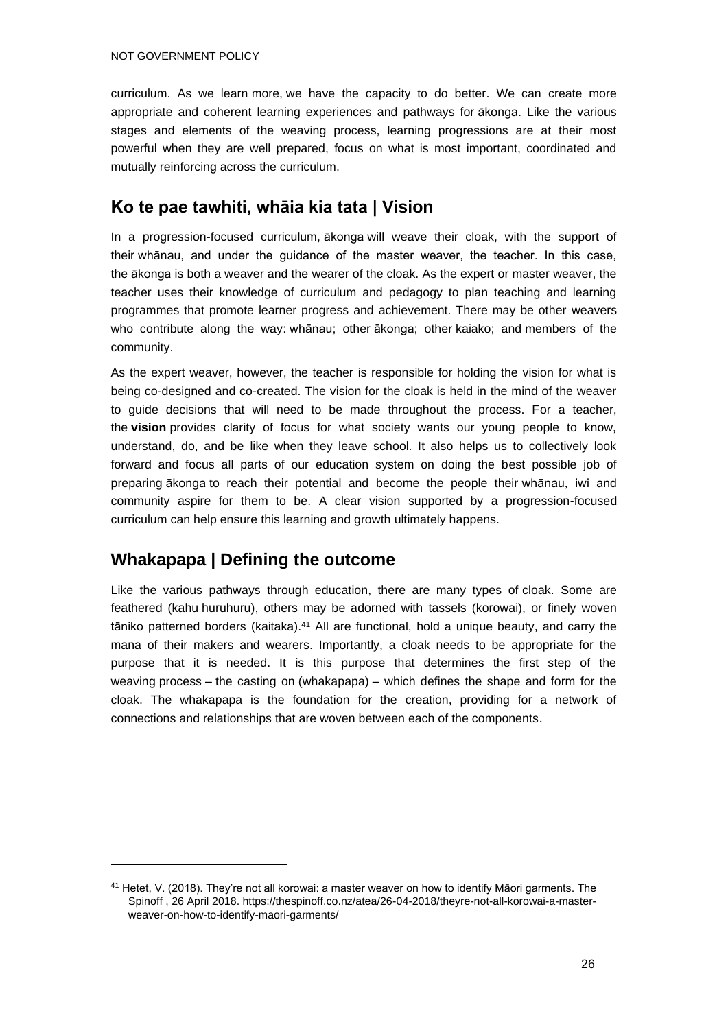curriculum. As we learn more, we have the capacity to do better. We can create more appropriate and coherent learning experiences and pathways for ākonga. Like the various stages and elements of the weaving process, learning progressions are at their most powerful when they are well prepared, focus on what is most important, coordinated and mutually reinforcing across the curriculum.

## Ko te pae tawhiti, whāia kia tata | Vision

In a progression-focused curriculum, ākonga will weave their cloak, with the support of their whānau, and under the guidance of the master weaver, the teacher. In this case, the ākonga is both a weaver and the wearer of the cloak. As the expert or master weaver, the teacher uses their knowledge of curriculum and pedagogy to plan teaching and learning programmes that promote learner progress and achievement. There may be other weavers who contribute along the way: whānau; other ākonga; other kaiako; and members of the community.

As the expert weaver, however, the teacher is responsible for holding the vision for what is being co-designed and co-created. The vision for the cloak is held in the mind of the weaver to guide decisions that will need to be made throughout the process. For a teacher, the **vision** provides clarity of focus for what society wants our young people to know, understand, do, and be like when they leave school. It also helps us to collectively look forward and focus all parts of our education system on doing the best possible job of preparing ākonga to reach their potential and become the people their whānau, iwi and community aspire for them to be. A clear vision supported by a progression-focused curriculum can help ensure this learning and growth ultimately happens.

## Whakapapa | Defining the outcome

Like the various pathways through education, there are many types of cloak. Some are feathered (kahu huruhuru), others may be adorned with tassels (korowai), or finely woven tāniko patterned borders (kaitaka).[41] All are functional, hold a unique beauty, and carry the mana of their makers and wearers. Importantly, a cloak needs to be appropriate for the purpose that it is needed. It is this purpose that determines the first step of the weaving process – the casting on (whakapapa) – which defines the shape and form for the cloak. The whakapapa is the foundation for the creation, providing for a network of connections and relationships that are woven between each of the components.

[41] Hetet, V. (2018). They're not all korowai: a master weaver on how to identify Māori garments. The Spinoff , 26 April 2018. https://thespinoff.co.nz/atea/26-04-2018/theyre-not-all-korowai-a-master-weaver-on-how-to-identify-maori-garments/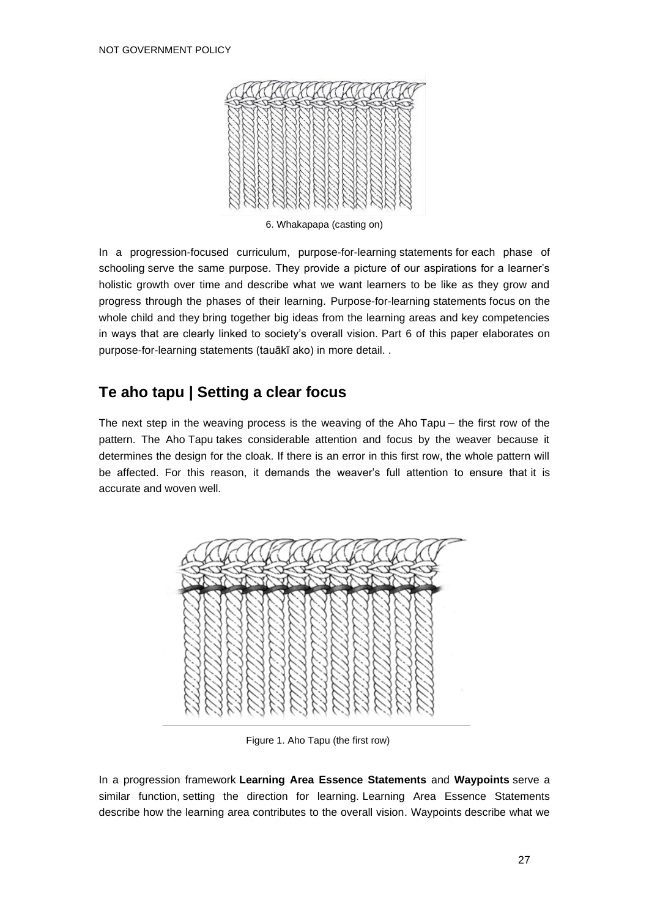6. Whakapapa (casting on)

In a progression-focused curriculum, purpose-for-learning statements for each phase of schooling serve the same purpose. They provide a picture of our aspirations for a learner's holistic growth over time and describe what we want learners to be like as they grow and progress through the phases of their learning. Purpose-for-learning statements focus on the whole child and they bring together big ideas from the learning areas and key competencies in ways that are clearly linked to society's overall vision. Part 6 of this paper elaborates on purpose-for-learning statements (tauākī ako) in more detail. .

## Te aho tapu | Setting a clear focus

The next step in the weaving process is the weaving of the Aho Tapu – the first row of the pattern. The Aho Tapu takes considerable attention and focus by the weaver because it determines the design for the cloak. If there is an error in this first row, the whole pattern will be affected. For this reason, it demands the weaver's full attention to ensure that it is accurate and woven well.

Figure 1. Aho Tapu (the first row)

In a progression framework **Learning Area Essence Statements** and **Waypoints** serve a similar function, setting the direction for learning. Learning Area Essence Statements describe how the learning area contributes to the overall vision. Waypoints describe what we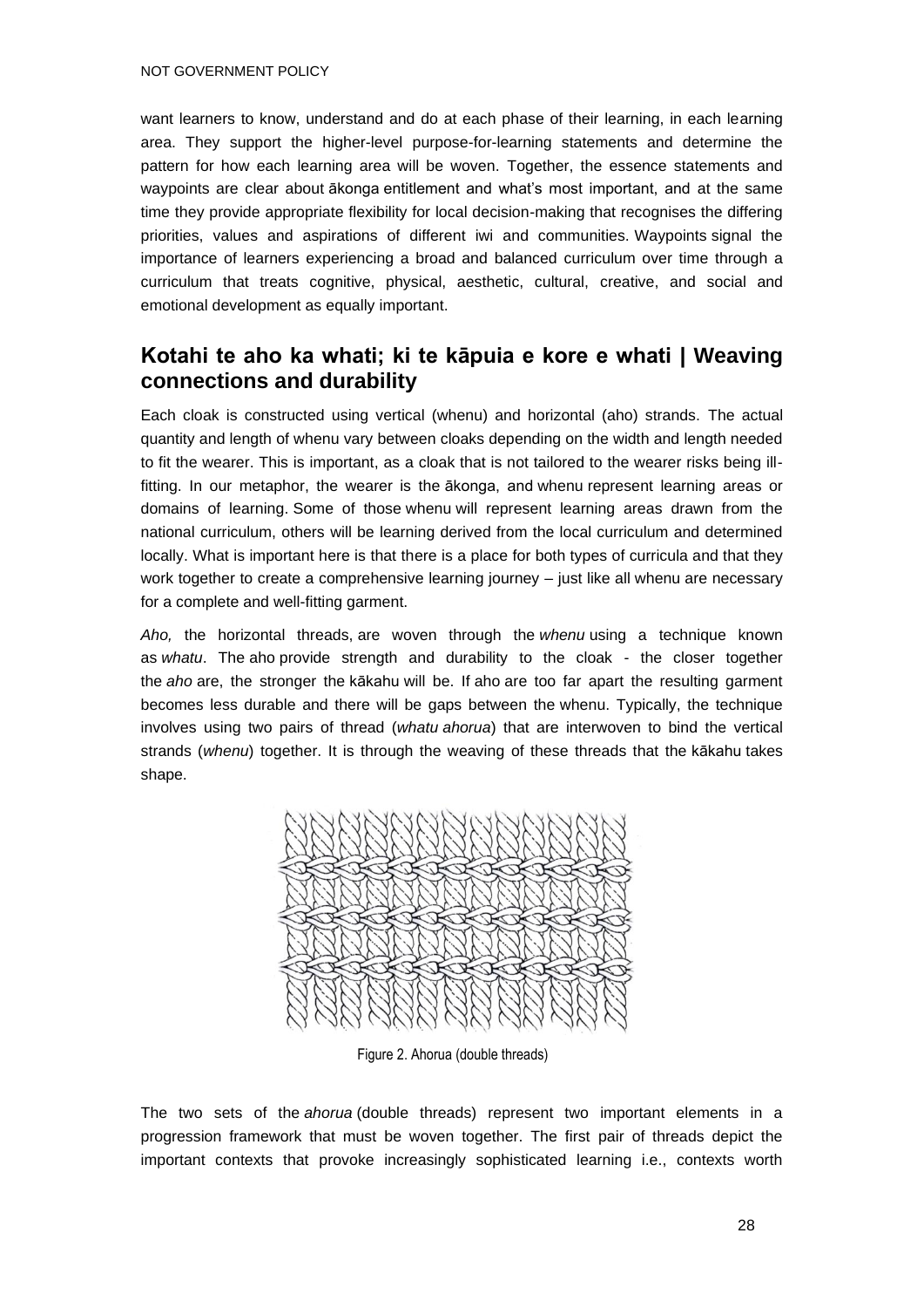want learners to know, understand and do at each phase of their learning, in each learning area. They support the higher-level purpose-for-learning statements and determine the pattern for how each learning area will be woven. Together, the essence statements and waypoints are clear about ākonga entitlement and what's most important, and at the same time they provide appropriate flexibility for local decision-making that recognises the differing priorities, values and aspirations of different iwi and communities. Waypoints signal the importance of learners experiencing a broad and balanced curriculum over time through a curriculum that treats cognitive, physical, aesthetic, cultural, creative, and social and emotional development as equally important.

## Kotahi te aho ka whati; ki te kāpuia e kore e whati | Weaving connections and durability

Each cloak is constructed using vertical (whenu) and horizontal (aho) strands. The actual quantity and length of whenu vary between cloaks depending on the width and length needed to fit the wearer. This is important, as a cloak that is not tailored to the wearer risks being ill-fitting. In our metaphor, the wearer is the ākonga, and whenu represent learning areas or domains of learning. Some of those whenu will represent learning areas drawn from the national curriculum, others will be learning derived from the local curriculum and determined locally. What is important here is that there is a place for both types of curricula and that they work together to create a comprehensive learning journey – just like all whenu are necessary for a complete and well-fitting garment.

*Aho,* the horizontal threads, are woven through the *whenu* using a technique known as *whatu*. The aho provide strength and durability to the cloak - the closer together the *aho* are, the stronger the kākahu will be. If aho are too far apart the resulting garment becomes less durable and there will be gaps between the whenu. Typically, the technique involves using two pairs of thread (*whatu ahorua*) that are interwoven to bind the vertical strands (*whenu*) together. It is through the weaving of these threads that the kākahu takes shape.

Figure 2. Ahorua (double threads)

The two sets of the *ahorua* (double threads) represent two important elements in a progression framework that must be woven together. The first pair of threads depict the important contexts that provoke increasingly sophisticated learning i.e., contexts worth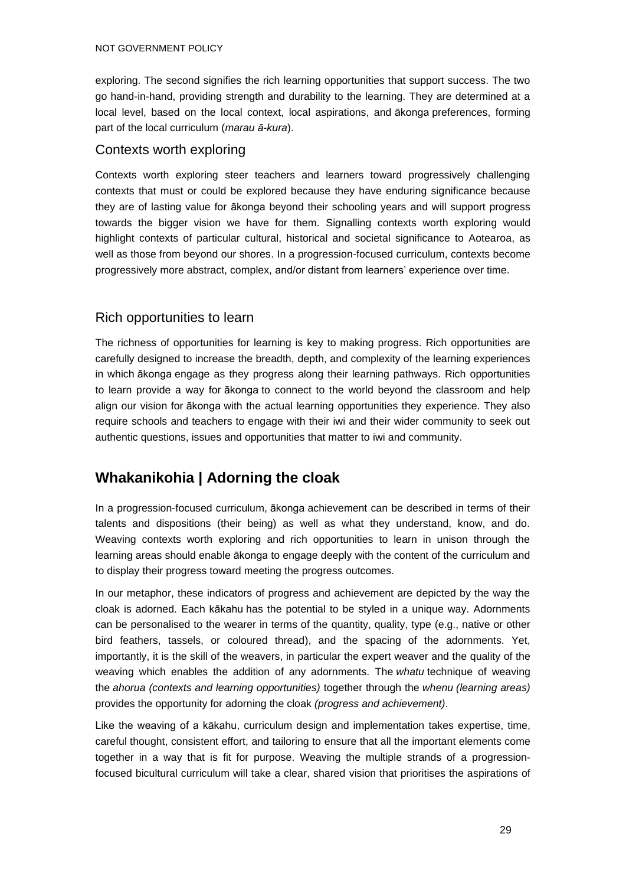exploring. The second signifies the rich learning opportunities that support success. The two go hand-in-hand, providing strength and durability to the learning. They are determined at a local level, based on the local context, local aspirations, and ākonga preferences, forming part of the local curriculum (*marau ā-kura*).

### Contexts worth exploring

Contexts worth exploring steer teachers and learners toward progressively challenging contexts that must or could be explored because they have enduring significance because they are of lasting value for ākonga beyond their schooling years and will support progress towards the bigger vision we have for them. Signalling contexts worth exploring would highlight contexts of particular cultural, historical and societal significance to Aotearoa, as well as those from beyond our shores. In a progression-focused curriculum, contexts become progressively more abstract, complex, and/or distant from learners' experience over time.

### Rich opportunities to learn

The richness of opportunities for learning is key to making progress. Rich opportunities are carefully designed to increase the breadth, depth, and complexity of the learning experiences in which ākonga engage as they progress along their learning pathways. Rich opportunities to learn provide a way for ākonga to connect to the world beyond the classroom and help align our vision for ākonga with the actual learning opportunities they experience. They also require schools and teachers to engage with their iwi and their wider community to seek out authentic questions, issues and opportunities that matter to iwi and community.

## Whakanikohia | Adorning the cloak

In a progression-focused curriculum, ākonga achievement can be described in terms of their talents and dispositions (their being) as well as what they understand, know, and do. Weaving contexts worth exploring and rich opportunities to learn in unison through the learning areas should enable ākonga to engage deeply with the content of the curriculum and to display their progress toward meeting the progress outcomes.

In our metaphor, these indicators of progress and achievement are depicted by the way the cloak is adorned. Each kākahu has the potential to be styled in a unique way. Adornments can be personalised to the wearer in terms of the quantity, quality, type (e.g., native or other bird feathers, tassels, or coloured thread), and the spacing of the adornments. Yet, importantly, it is the skill of the weavers, in particular the expert weaver and the quality of the weaving which enables the addition of any adornments. The *whatu* technique of weaving the *ahorua (contexts and learning opportunities)* together through the *whenu (learning areas)* provides the opportunity for adorning the cloak *(progress and achievement)*.

Like the weaving of a kākahu, curriculum design and implementation takes expertise, time, careful thought, consistent effort, and tailoring to ensure that all the important elements come together in a way that is fit for purpose. Weaving the multiple strands of a progression-focused bicultural curriculum will take a clear, shared vision that prioritises the aspirations of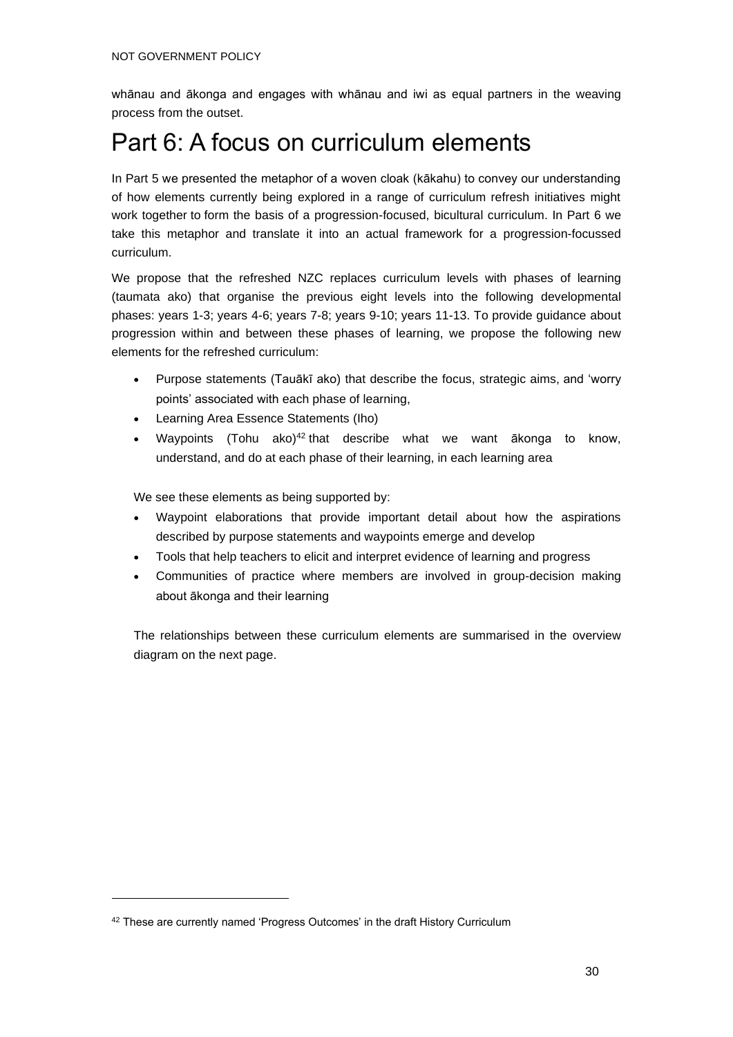whānau and ākonga and engages with whānau and iwi as equal partners in the weaving process from the outset.

# Part 6: A focus on curriculum elements

In Part 5 we presented the metaphor of a woven cloak (kākahu) to convey our understanding of how elements currently being explored in a range of curriculum refresh initiatives might work together to form the basis of a progression-focused, bicultural curriculum. In Part 6 we take this metaphor and translate it into an actual framework for a progression-focussed curriculum.

We propose that the refreshed NZC replaces curriculum levels with phases of learning (taumata ako) that organise the previous eight levels into the following developmental phases: years 1-3; years 4-6; years 7-8; years 9-10; years 11-13. To provide guidance about progression within and between these phases of learning, we propose the following new elements for the refreshed curriculum:

- Purpose statements (Tauākī ako) that describe the focus, strategic aims, and 'worry points' associated with each phase of learning,
- Learning Area Essence Statements (Iho)
- Waypoints (Tohu ako)[42] that describe what we want ākonga to know, understand, and do at each phase of their learning, in each learning area

We see these elements as being supported by:

- Waypoint elaborations that provide important detail about how the aspirations described by purpose statements and waypoints emerge and develop
- Tools that help teachers to elicit and interpret evidence of learning and progress
- Communities of practice where members are involved in group-decision making about ākonga and their learning

The relationships between these curriculum elements are summarised in the overview diagram on the next page.

[42] These are currently named 'Progress Outcomes' in the draft History Curriculum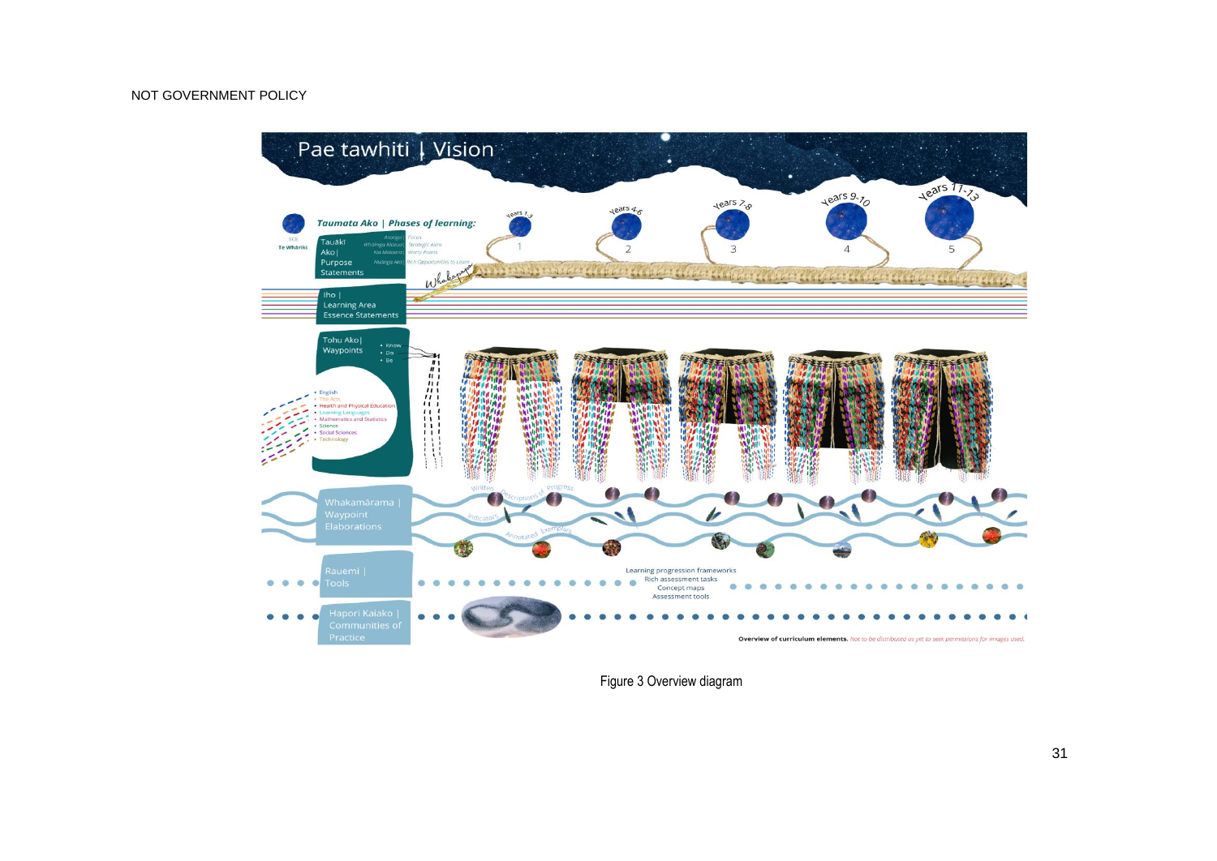Pae tawhiti | Vision

Taumata Ako | Phases of learning:

ECE Te Whāriki

Years 1-3 — 1

Years 4-6 — 2

Years 7-8 — 3

Years 9-10 — 4

Years 11-13 — 5

Tauākī Ako | Purpose Statements

Aronga | Focus

Whainga Matua | Strategic Aims

Kia Mataara | Worry Points

Hāpaitanga Ako | Rich Opportunities to Learn

Whakapapa

Iho | Learning Area Essence Statements

Tohu Ako | Waypoints

- Know
- Do
- Be

- English
- The Arts
- Health and Physical Education
- Learning Languages
- Mathematics and Statistics
- Science
- Social Sciences
- Technology

Whakamārama | Waypoint Elaborations

Written Descriptions of Progress

Indicators

Annotated Exemplars

Rauemi | Tools

Learning progression frameworks
Rich assessment tasks
Concept maps
Assessment tools

Hapori Kaiako | Communities of Practice

**Overview of curriculum elements.** *Not to be distributed as yet to seek permissions for images used.*

Figure 3 Overview diagram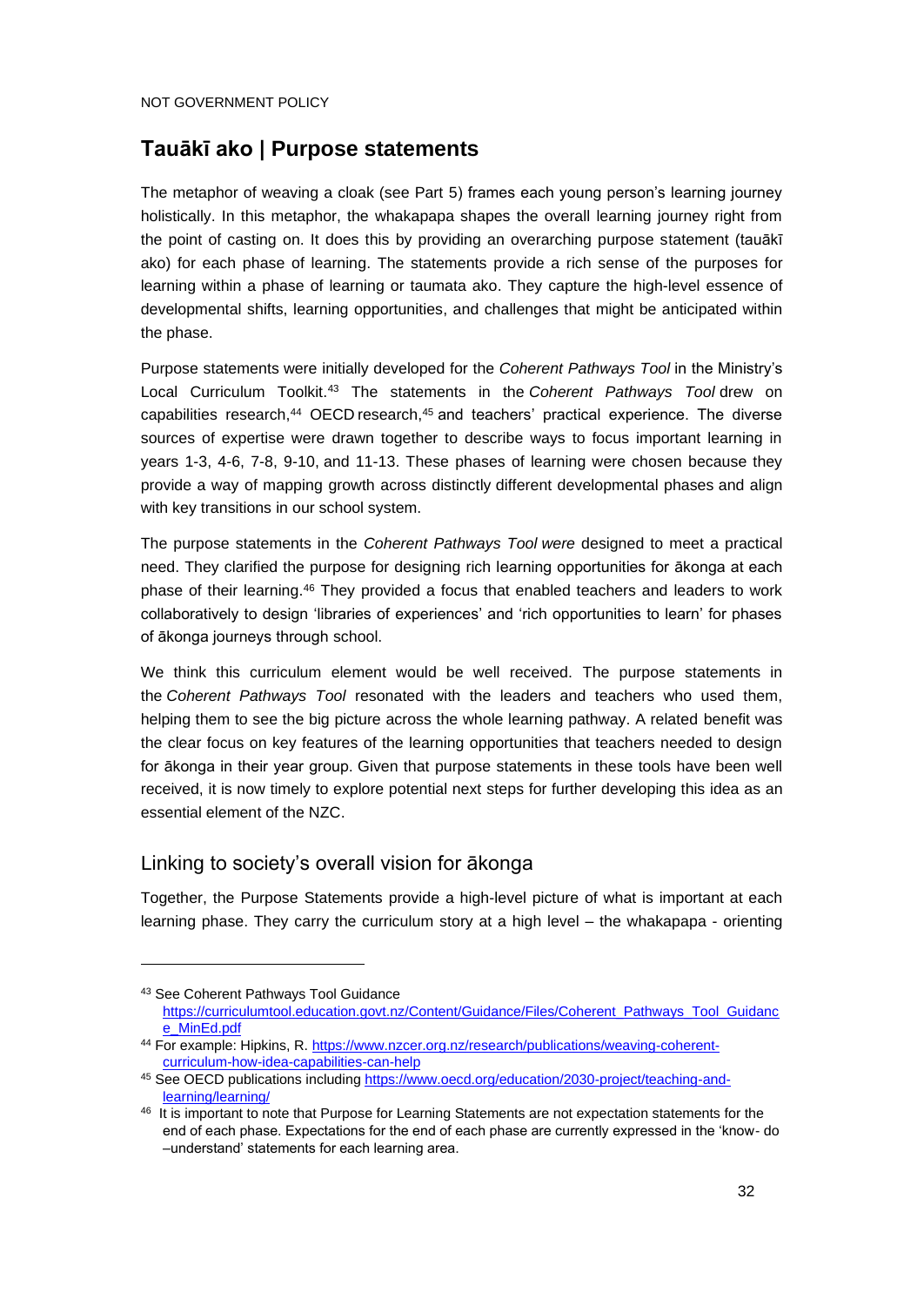## Tauākī ako | Purpose statements

The metaphor of weaving a cloak (see Part 5) frames each young person's learning journey holistically. In this metaphor, the whakapapa shapes the overall learning journey right from the point of casting on. It does this by providing an overarching purpose statement (tauākī ako) for each phase of learning. The statements provide a rich sense of the purposes for learning within a phase of learning or taumata ako. They capture the high-level essence of developmental shifts, learning opportunities, and challenges that might be anticipated within the phase.

Purpose statements were initially developed for the *Coherent Pathways Tool* in the Ministry's Local Curriculum Toolkit.[43] The statements in the *Coherent Pathways Tool* drew on capabilities research,[44] OECD research,[45] and teachers' practical experience. The diverse sources of expertise were drawn together to describe ways to focus important learning in years 1-3, 4-6, 7-8, 9-10, and 11-13. These phases of learning were chosen because they provide a way of mapping growth across distinctly different developmental phases and align with key transitions in our school system.

The purpose statements in the *Coherent Pathways Tool were* designed to meet a practical need. They clarified the purpose for designing rich learning opportunities for ākonga at each phase of their learning.[46] They provided a focus that enabled teachers and leaders to work collaboratively to design 'libraries of experiences' and 'rich opportunities to learn' for phases of ākonga journeys through school.

We think this curriculum element would be well received. The purpose statements in the *Coherent Pathways Tool* resonated with the leaders and teachers who used them, helping them to see the big picture across the whole learning pathway. A related benefit was the clear focus on key features of the learning opportunities that teachers needed to design for ākonga in their year group. Given that purpose statements in these tools have been well received, it is now timely to explore potential next steps for further developing this idea as an essential element of the NZC.

### Linking to society's overall vision for ākonga

Together, the Purpose Statements provide a high-level picture of what is important at each learning phase. They carry the curriculum story at a high level – the whakapapa - orienting

---

[43] See Coherent Pathways Tool Guidance https://curriculumtool.education.govt.nz/Content/Guidance/Files/Coherent_Pathways_Tool_Guidance_MinEd.pdf

[44] For example: Hipkins, R. https://www.nzcer.org.nz/research/publications/weaving-coherent-curriculum-how-idea-capabilities-can-help

[45] See OECD publications including https://www.oecd.org/education/2030-project/teaching-and-learning/learning/

[46] It is important to note that Purpose for Learning Statements are not expectation statements for the end of each phase. Expectations for the end of each phase are currently expressed in the 'know- do –understand' statements for each learning area.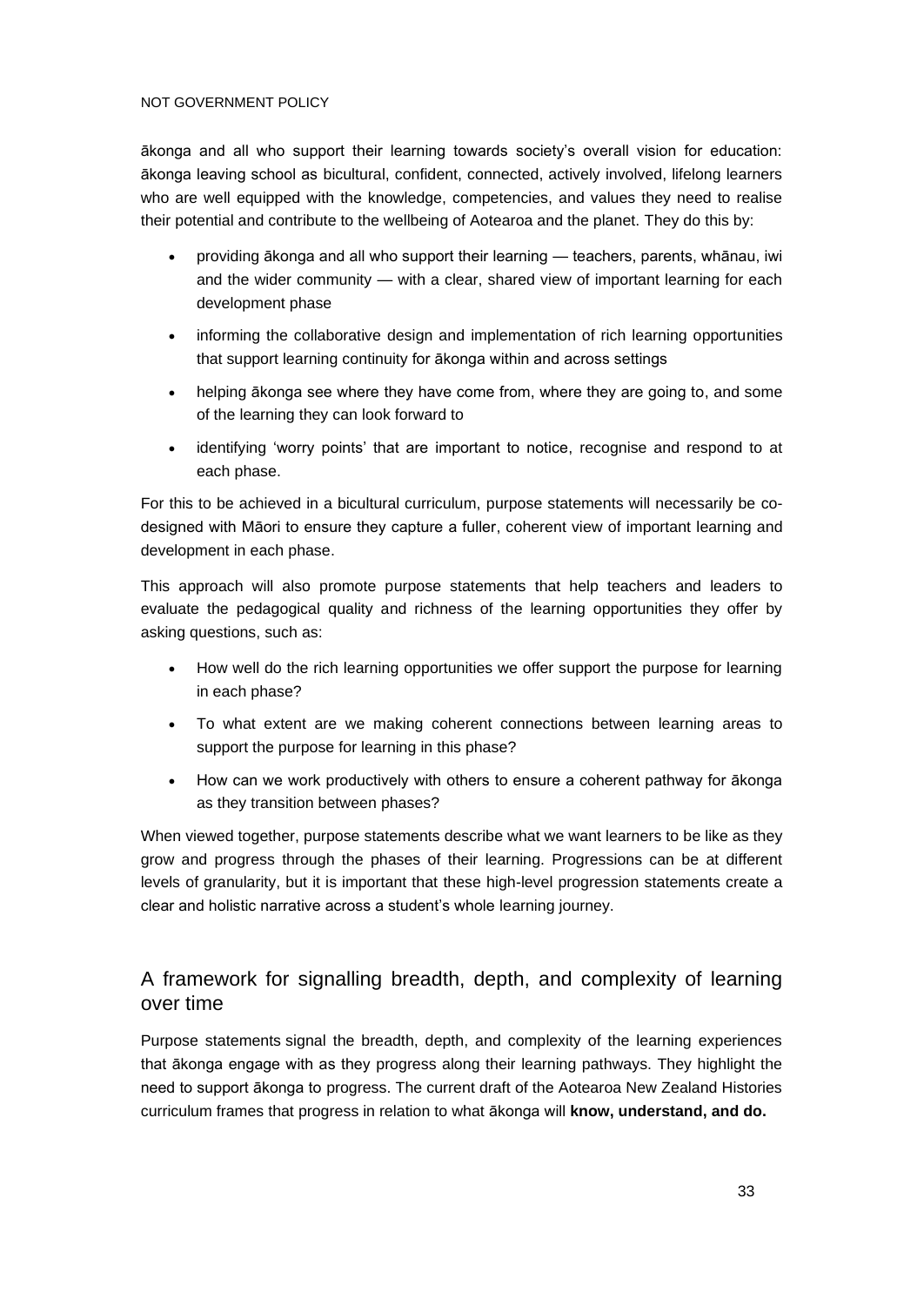ākonga and all who support their learning towards society's overall vision for education: ākonga leaving school as bicultural, confident, connected, actively involved, lifelong learners who are well equipped with the knowledge, competencies, and values they need to realise their potential and contribute to the wellbeing of Aotearoa and the planet. They do this by:

- providing ākonga and all who support their learning — teachers, parents, whānau, iwi and the wider community — with a clear, shared view of important learning for each development phase
- informing the collaborative design and implementation of rich learning opportunities that support learning continuity for ākonga within and across settings
- helping ākonga see where they have come from, where they are going to, and some of the learning they can look forward to
- identifying 'worry points' that are important to notice, recognise and respond to at each phase.

For this to be achieved in a bicultural curriculum, purpose statements will necessarily be co-designed with Māori to ensure they capture a fuller, coherent view of important learning and development in each phase.

This approach will also promote purpose statements that help teachers and leaders to evaluate the pedagogical quality and richness of the learning opportunities they offer by asking questions, such as:

- How well do the rich learning opportunities we offer support the purpose for learning in each phase?
- To what extent are we making coherent connections between learning areas to support the purpose for learning in this phase?
- How can we work productively with others to ensure a coherent pathway for ākonga as they transition between phases?

When viewed together, purpose statements describe what we want learners to be like as they grow and progress through the phases of their learning. Progressions can be at different levels of granularity, but it is important that these high-level progression statements create a clear and holistic narrative across a student's whole learning journey.

## A framework for signalling breadth, depth, and complexity of learning over time

Purpose statements signal the breadth, depth, and complexity of the learning experiences that ākonga engage with as they progress along their learning pathways. They highlight the need to support ākonga to progress. The current draft of the Aotearoa New Zealand Histories curriculum frames that progress in relation to what ākonga will **know, understand, and do.**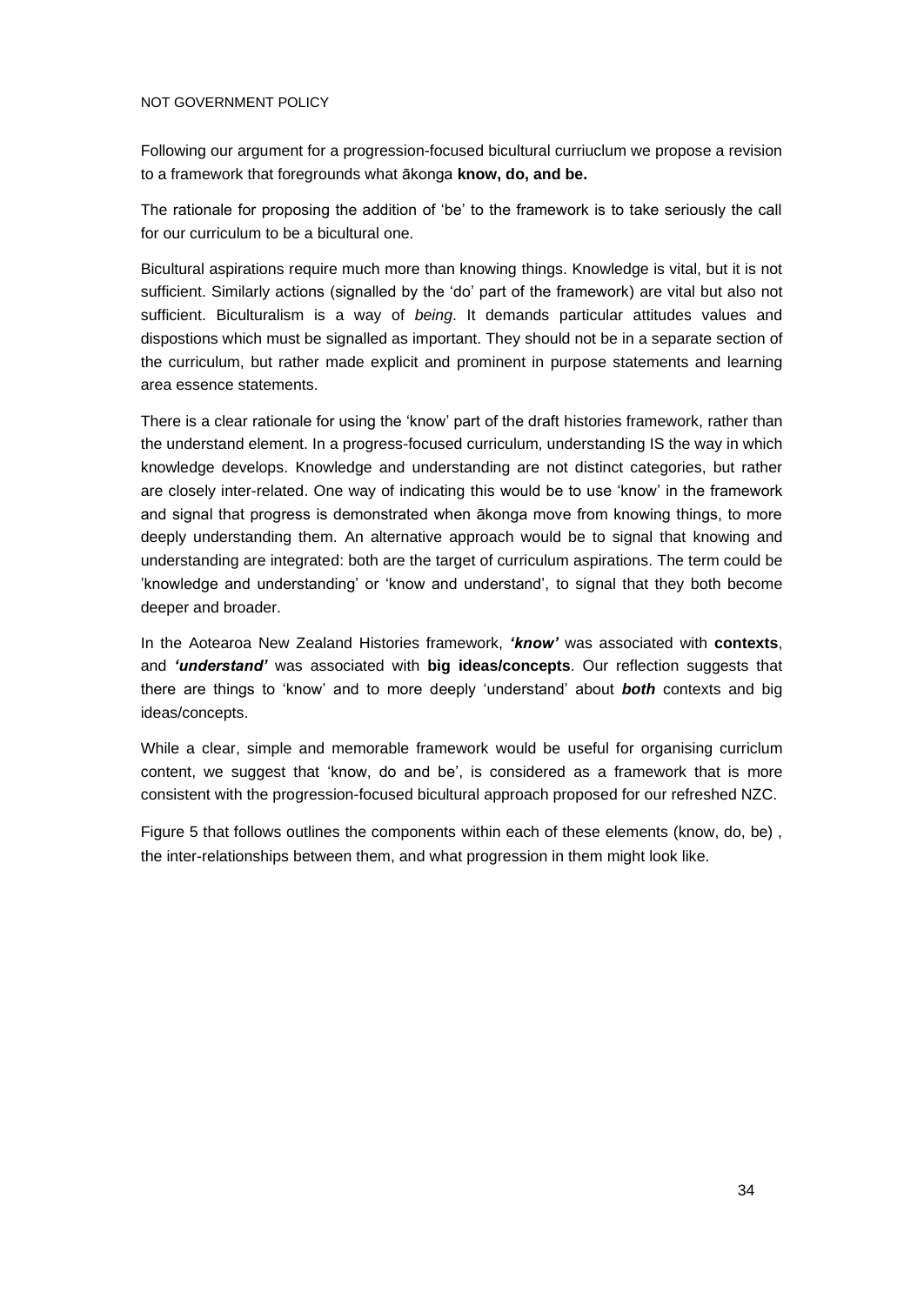Following our argument for a progression-focused bicultural curriuclum we propose a revision to a framework that foregrounds what ākonga **know, do, and be.**

The rationale for proposing the addition of 'be' to the framework is to take seriously the call for our curriculum to be a bicultural one.

Bicultural aspirations require much more than knowing things. Knowledge is vital, but it is not sufficient. Similarly actions (signalled by the 'do' part of the framework) are vital but also not sufficient. Biculturalism is a way of *being*. It demands particular attitudes values and dispostions which must be signalled as important. They should not be in a separate section of the curriculum, but rather made explicit and prominent in purpose statements and learning area essence statements.

There is a clear rationale for using the 'know' part of the draft histories framework, rather than the understand element. In a progress-focused curriculum, understanding IS the way in which knowledge develops. Knowledge and understanding are not distinct categories, but rather are closely inter-related. One way of indicating this would be to use 'know' in the framework and signal that progress is demonstrated when ākonga move from knowing things, to more deeply understanding them. An alternative approach would be to signal that knowing and understanding are integrated: both are the target of curriculum aspirations. The term could be 'knowledge and understanding' or 'know and understand', to signal that they both become deeper and broader.

In the Aotearoa New Zealand Histories framework, ***'know'*** was associated with **contexts**, and ***'understand'*** was associated with **big ideas/concepts**. Our reflection suggests that there are things to 'know' and to more deeply 'understand' about ***both*** contexts and big ideas/concepts.

While a clear, simple and memorable framework would be useful for organising curriclum content, we suggest that 'know, do and be', is considered as a framework that is more consistent with the progression-focused bicultural approach proposed for our refreshed NZC.

Figure 5 that follows outlines the components within each of these elements (know, do, be) , the inter-relationships between them, and what progression in them might look like.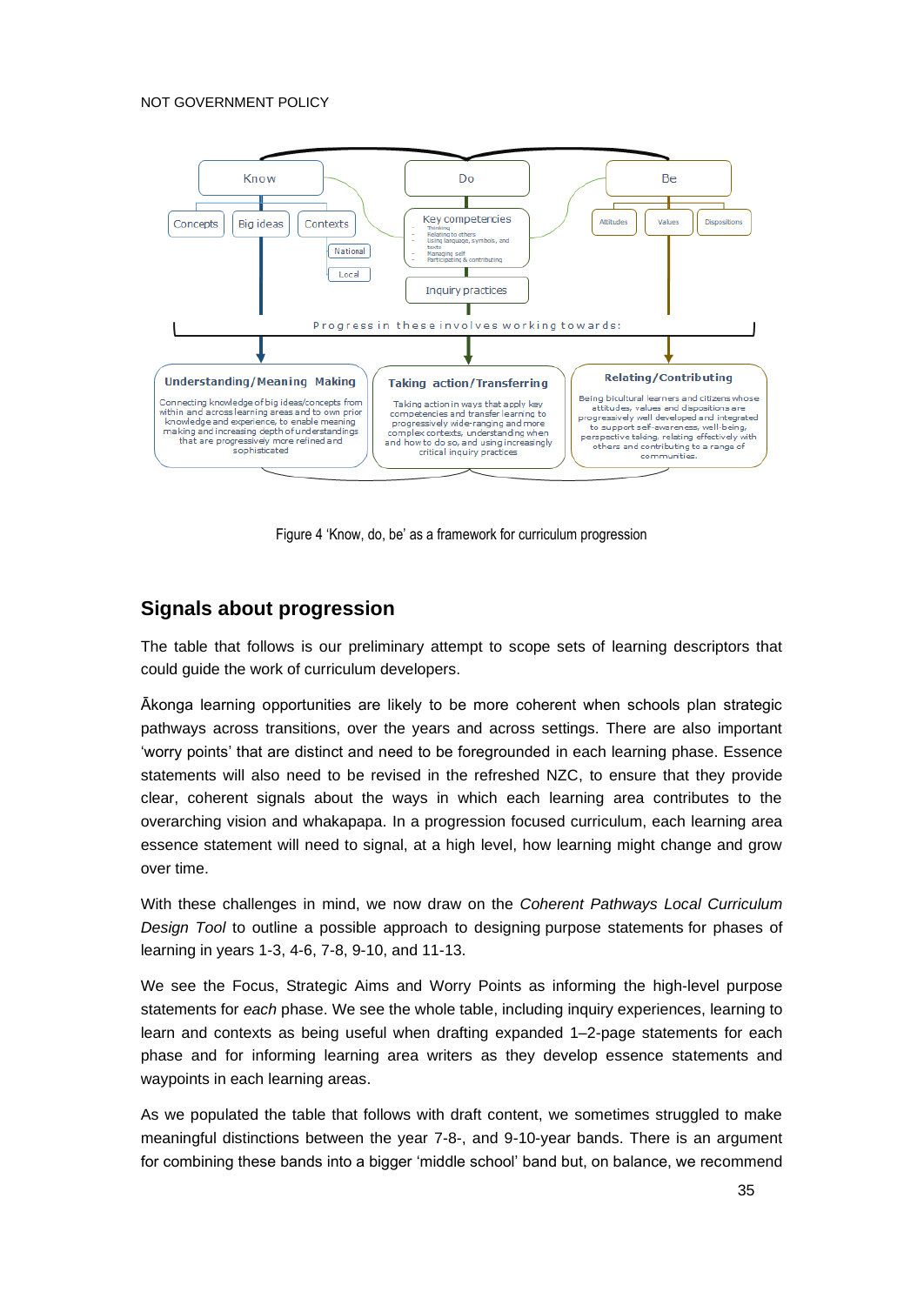Figure 4 'Know, do, be' as a framework for curriculum progression

## Signals about progression

The table that follows is our preliminary attempt to scope sets of learning descriptors that could guide the work of curriculum developers.

Ākonga learning opportunities are likely to be more coherent when schools plan strategic pathways across transitions, over the years and across settings. There are also important 'worry points' that are distinct and need to be foregrounded in each learning phase. Essence statements will also need to be revised in the refreshed NZC, to ensure that they provide clear, coherent signals about the ways in which each learning area contributes to the overarching vision and whakapapa. In a progression focused curriculum, each learning area essence statement will need to signal, at a high level, how learning might change and grow over time.

With these challenges in mind, we now draw on the *Coherent Pathways Local Curriculum Design Tool* to outline a possible approach to designing purpose statements for phases of learning in years 1-3, 4-6, 7-8, 9-10, and 11-13.

We see the Focus, Strategic Aims and Worry Points as informing the high-level purpose statements for *each* phase. We see the whole table, including inquiry experiences, learning to learn and contexts as being useful when drafting expanded 1–2-page statements for each phase and for informing learning area writers as they develop essence statements and waypoints in each learning areas.

As we populated the table that follows with draft content, we sometimes struggled to make meaningful distinctions between the year 7-8-, and 9-10-year bands. There is an argument for combining these bands into a bigger 'middle school' band but, on balance, we recommend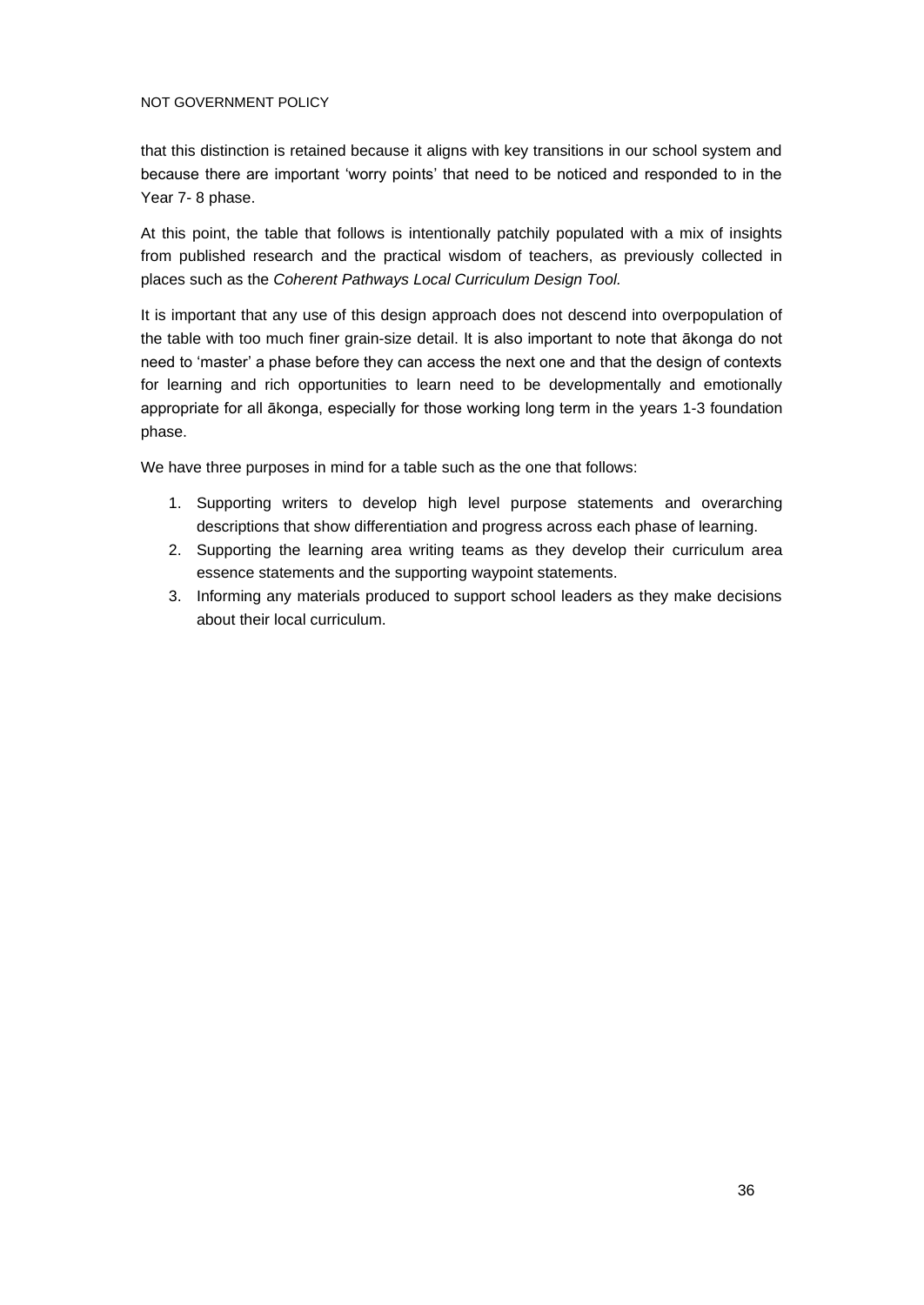that this distinction is retained because it aligns with key transitions in our school system and because there are important 'worry points' that need to be noticed and responded to in the Year 7- 8 phase.

At this point, the table that follows is intentionally patchily populated with a mix of insights from published research and the practical wisdom of teachers, as previously collected in places such as the *Coherent Pathways Local Curriculum Design Tool.*

It is important that any use of this design approach does not descend into overpopulation of the table with too much finer grain-size detail. It is also important to note that ākonga do not need to 'master' a phase before they can access the next one and that the design of contexts for learning and rich opportunities to learn need to be developmentally and emotionally appropriate for all ākonga, especially for those working long term in the years 1-3 foundation phase.

We have three purposes in mind for a table such as the one that follows:

1. Supporting writers to develop high level purpose statements and overarching descriptions that show differentiation and progress across each phase of learning.
2. Supporting the learning area writing teams as they develop their curriculum area essence statements and the supporting waypoint statements.
3. Informing any materials produced to support school leaders as they make decisions about their local curriculum.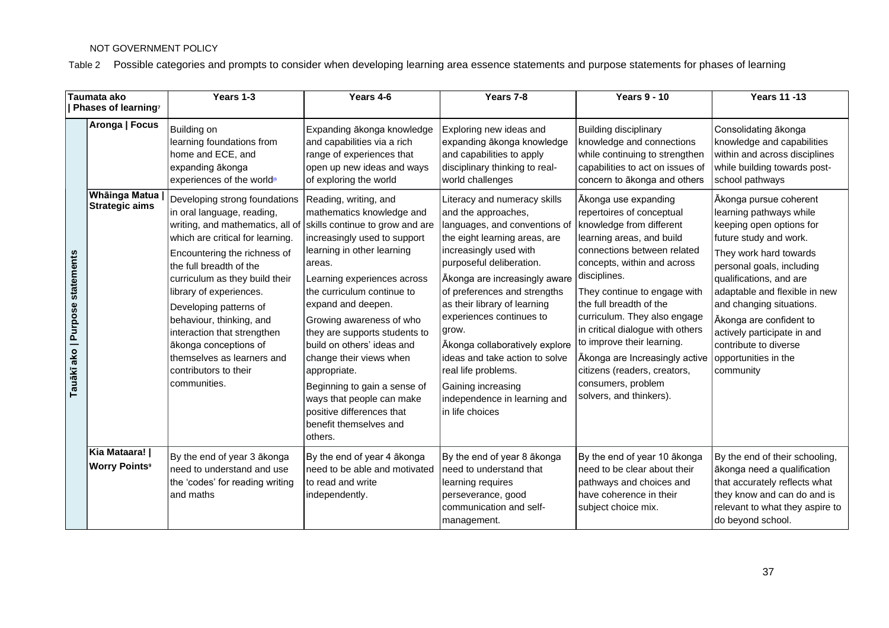NOT GOVERNMENT POLICY

Table 2 Possible categories and prompts to consider when developing learning area essence statements and purpose statements for phases of learning

| | Taumata ako \| Phases of learning[7] | Years 1-3 | Years 4-6 | Years 7-8 | Years 9 - 10 | Years 11 -13 |
|---|---|---|---|---|---|---|
| Tauākī ako \| Purpose statements | **Aronga \| Focus** | Building on learning foundations from home and ECE, and expanding ākonga experiences of the world[8] | Expanding ākonga knowledge and capabilities via a rich range of experiences that open up new ideas and ways of exploring the world | Exploring new ideas and expanding ākonga knowledge and capabilities to apply disciplinary thinking to real-world challenges | Building disciplinary knowledge and connections while continuing to strengthen capabilities to act on issues of concern to ākonga and others | Consolidating ākonga knowledge and capabilities within and across disciplines while building towards post-school pathways |
| | **Whāinga Matua \| Strategic aims** | Developing strong foundations in oral language, reading, writing, and mathematics, all of which are critical for learning.<br>Encountering the richness of the full breadth of the curriculum as they build their library of experiences.<br>Developing patterns of behaviour, thinking, and interaction that strengthen ākonga conceptions of themselves as learners and contributors to their communities. | Reading, writing, and mathematics knowledge and skills continue to grow and are increasingly used to support learning in other learning areas.<br>Learning experiences across the curriculum continue to expand and deepen.<br>Growing awareness of who they are supports students to build on others' ideas and change their views when appropriate.<br>Beginning to gain a sense of ways that people can make positive differences that benefit themselves and others. | Literacy and numeracy skills and the approaches, languages, and conventions of the eight learning areas, are increasingly used with purposeful deliberation.<br>Ākonga are increasingly aware of preferences and strengths as their library of learning experiences continues to grow.<br>Ākonga collaboratively explore ideas and take action to solve real life problems.<br>Gaining increasing independence in learning and in life choices | Ākonga use expanding repertoires of conceptual knowledge from different learning areas, and build connections between related concepts, within and across disciplines.<br>They continue to engage with the full breadth of the curriculum. They also engage in critical dialogue with others to improve their learning.<br>Ākonga are Increasingly active citizens (readers, creators, consumers, problem solvers, and thinkers). | Ākonga pursue coherent learning pathways while keeping open options for future study and work.<br>They work hard towards personal goals, including qualifications, and are adaptable and flexible in new and changing situations.<br>Ākonga are confident to actively participate in and contribute to diverse opportunities in the community |
| | **Kia Mataara! \| Worry Points[9]** | By the end of year 3 ākonga need to understand and use the 'codes' for reading writing and maths | By the end of year 4 ākonga need to be able and motivated to read and write independently. | By the end of year 8 ākonga need to understand that learning requires perseverance, good communication and self-management. | By the end of year 10 ākonga need to be clear about their pathways and choices and have coherence in their subject choice mix. | By the end of their schooling, ākonga need a qualification that accurately reflects what they know and can do and is relevant to what they aspire to do beyond school. |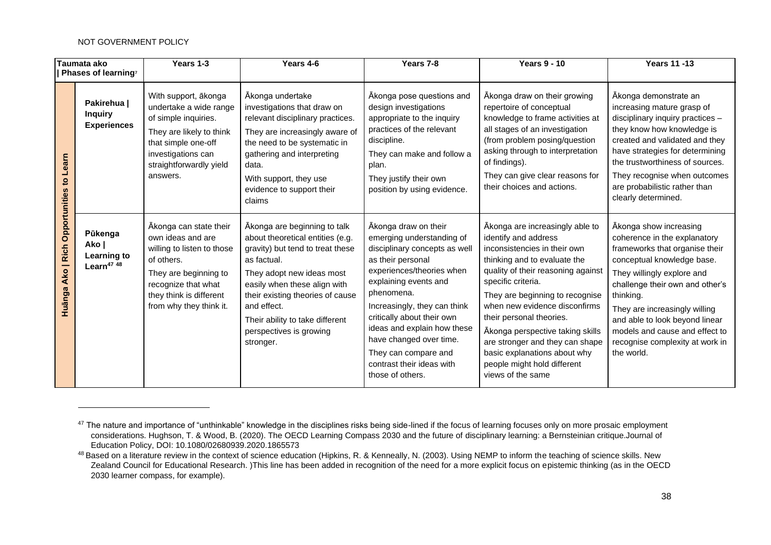NOT GOVERNMENT POLICY

| Taumata ako \| Phases of learning[7] | | Years 1-3 | Years 4-6 | Years 7-8 | Years 9 - 10 | Years 11 -13 |
|---|---|---|---|---|---|---|
| **Huānga Ako \| Rich Opportunities to Learn** | **Pakirehua \| Inquiry Experiences** | With support, ākonga undertake a wide range of simple inquiries.<br>They are likely to think that simple one-off investigations can straightforwardly yield answers. | Ākonga undertake investigations that draw on relevant disciplinary practices.<br>They are increasingly aware of the need to be systematic in gathering and interpreting data.<br>With support, they use evidence to support their claims | Ākonga pose questions and design investigations appropriate to the inquiry practices of the relevant discipline.<br>They can make and follow a plan.<br>They justify their own position by using evidence. | Ākonga draw on their growing repertoire of conceptual knowledge to frame activities at all stages of an investigation (from problem posing/question asking through to interpretation of findings).<br>They can give clear reasons for their choices and actions. | Ākonga demonstrate an increasing mature grasp of disciplinary inquiry practices – they know how knowledge is created and validated and they have strategies for determining the trustworthiness of sources.<br>They recognise when outcomes are probabilistic rather than clearly determined. |
| | **Pūkenga Ako \| Learning to Learn[47] [48]** | Ākonga can state their own ideas and are willing to listen to those of others.<br>They are beginning to recognize that what they think is different from why they think it. | Ākonga are beginning to talk about theoretical entities (e.g. gravity) but tend to treat these as factual.<br>They adopt new ideas most easily when these align with their existing theories of cause and effect.<br>Their ability to take different perspectives is growing stronger. | Ākonga draw on their emerging understanding of disciplinary concepts as well as their personal experiences/theories when explaining events and phenomena.<br>Increasingly, they can think critically about their own ideas and explain how these have changed over time.<br>They can compare and contrast their ideas with those of others. | Ākonga are increasingly able to identify and address inconsistencies in their own thinking and to evaluate the quality of their reasoning against specific criteria.<br>They are beginning to recognise when new evidence disconfirms their personal theories.<br>Ākonga perspective taking skills are stronger and they can shape basic explanations about why people might hold different views of the same | Ākonga show increasing coherence in the explanatory frameworks that organise their conceptual knowledge base.<br>They willingly explore and challenge their own and other's thinking.<br>They are increasingly willing and able to look beyond linear models and cause and effect to recognise complexity at work in the world. |

[47] The nature and importance of "unthinkable" knowledge in the disciplines risks being side-lined if the focus of learning focuses only on more prosaic employment considerations. Hughson, T. & Wood, B. (2020). The OECD Learning Compass 2030 and the future of disciplinary learning: a Bernsteinian critique.Journal of Education Policy, DOI: 10.1080/02680939.2020.1865573

[48] Based on a literature review in the context of science education (Hipkins, R. & Kenneally, N. (2003). Using NEMP to inform the teaching of science skills. New Zealand Council for Educational Research. )This line has been added in recognition of the need for a more explicit focus on epistemic thinking (as in the OECD 2030 learner compass, for example).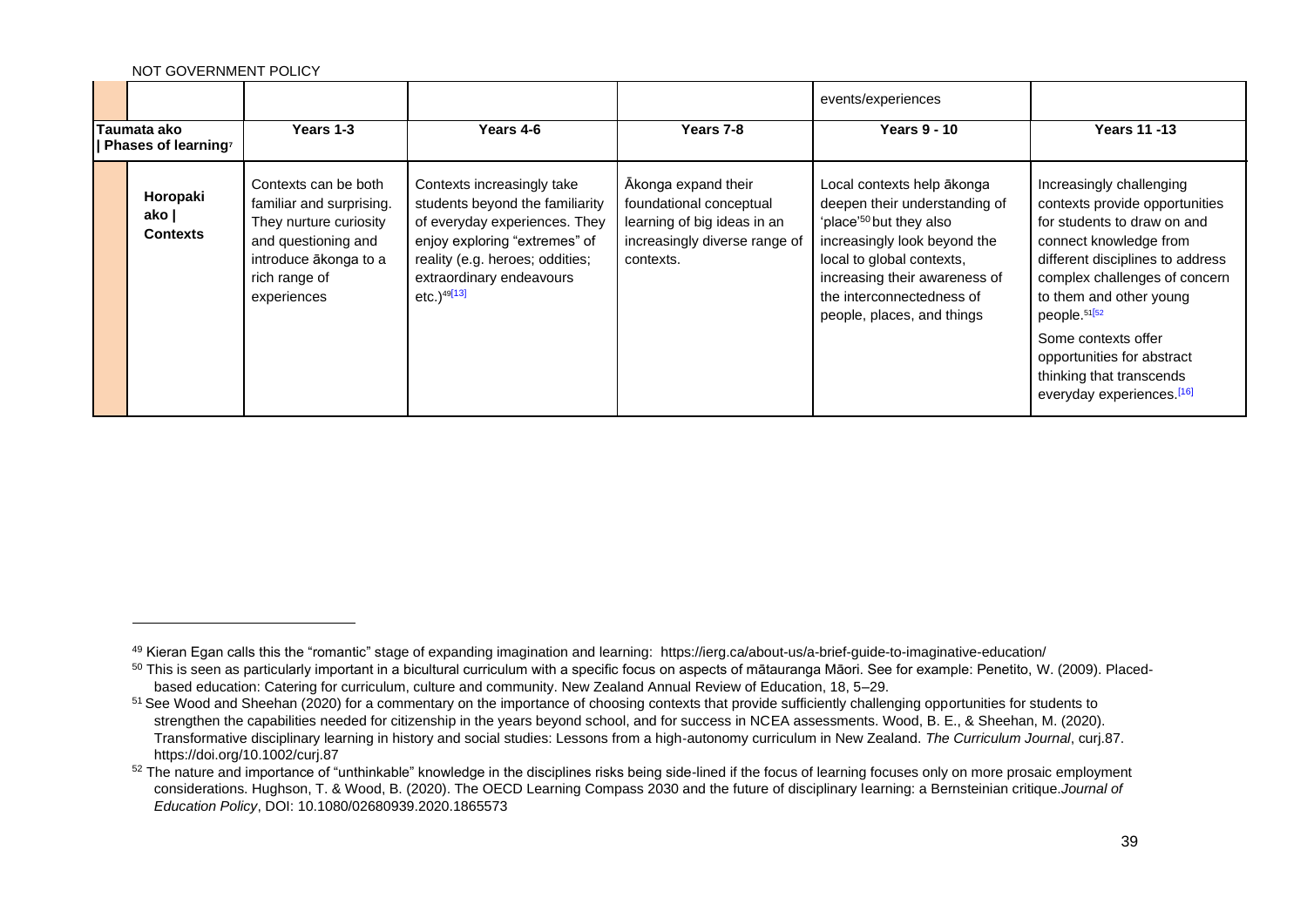NOT GOVERNMENT POLICY

| | | | | events/experiences | |
|---|---|---|---|---|---|
| **Taumata ako \| Phases of learning**[7] | **Years 1-3** | **Years 4-6** | **Years 7-8** | **Years 9 - 10** | **Years 11 -13** |
| **Horopaki ako \| Contexts** | Contexts can be both familiar and surprising. They nurture curiosity and questioning and introduce ākonga to a rich range of experiences | Contexts increasingly take students beyond the familiarity of everyday experiences. They enjoy exploring "extremes" of reality (e.g. heroes; oddities; extraordinary endeavours etc.)[49][13] | Ākonga expand their foundational conceptual learning of big ideas in an increasingly diverse range of contexts. | Local contexts help ākonga deepen their understanding of 'place'[50] but they also increasingly look beyond the local to global contexts, increasing their awareness of the interconnectedness of people, places, and things | Increasingly challenging contexts provide opportunities for students to draw on and connect knowledge from different disciplines to address complex challenges of concern to them and other young people.[51][52] Some contexts offer opportunities for abstract thinking that transcends everyday experiences.[16] |

[49] Kieran Egan calls this the "romantic" stage of expanding imagination and learning: https://ierg.ca/about-us/a-brief-guide-to-imaginative-education/

[50] This is seen as particularly important in a bicultural curriculum with a specific focus on aspects of mātauranga Māori. See for example: Penetito, W. (2009). Placed-based education: Catering for curriculum, culture and community. New Zealand Annual Review of Education, 18, 5–29.

[51] See Wood and Sheehan (2020) for a commentary on the importance of choosing contexts that provide sufficiently challenging opportunities for students to strengthen the capabilities needed for citizenship in the years beyond school, and for success in NCEA assessments. Wood, B. E., & Sheehan, M. (2020). Transformative disciplinary learning in history and social studies: Lessons from a high-autonomy curriculum in New Zealand. *The Curriculum Journal*, curj.87. https://doi.org/10.1002/curj.87

[52] The nature and importance of "unthinkable" knowledge in the disciplines risks being side-lined if the focus of learning focuses only on more prosaic employment considerations. Hughson, T. & Wood, B. (2020). The OECD Learning Compass 2030 and the future of disciplinary learning: a Bernsteinian critique.*Journal of Education Policy*, DOI: 10.1080/02680939.2020.1865573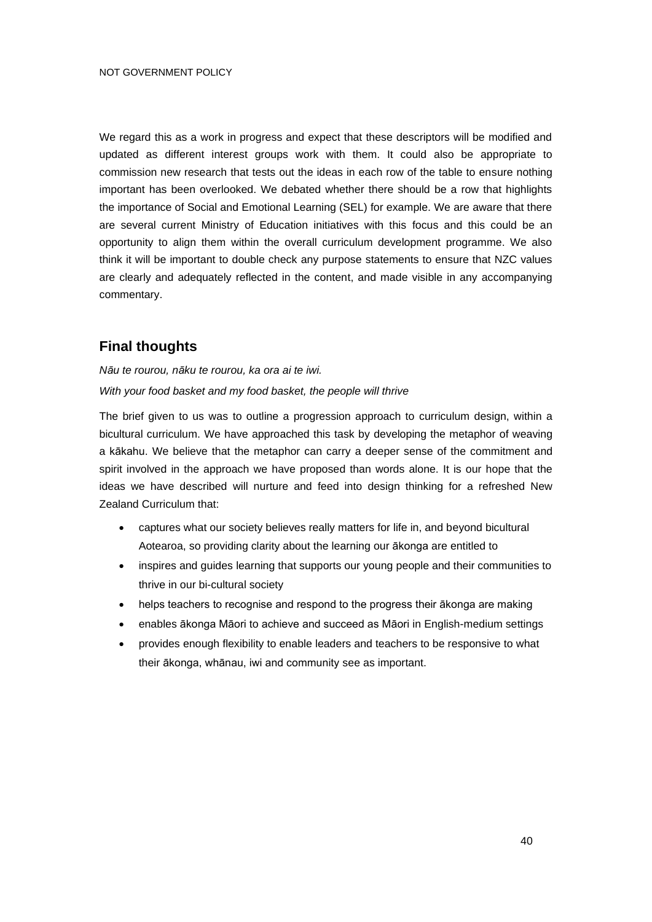We regard this as a work in progress and expect that these descriptors will be modified and updated as different interest groups work with them. It could also be appropriate to commission new research that tests out the ideas in each row of the table to ensure nothing important has been overlooked. We debated whether there should be a row that highlights the importance of Social and Emotional Learning (SEL) for example. We are aware that there are several current Ministry of Education initiatives with this focus and this could be an opportunity to align them within the overall curriculum development programme. We also think it will be important to double check any purpose statements to ensure that NZC values are clearly and adequately reflected in the content, and made visible in any accompanying commentary.

## Final thoughts

*Nāu te rourou, nāku te rourou, ka ora ai te iwi.*

*With your food basket and my food basket, the people will thrive*

The brief given to us was to outline a progression approach to curriculum design, within a bicultural curriculum. We have approached this task by developing the metaphor of weaving a kākahu. We believe that the metaphor can carry a deeper sense of the commitment and spirit involved in the approach we have proposed than words alone. It is our hope that the ideas we have described will nurture and feed into design thinking for a refreshed New Zealand Curriculum that:

- captures what our society believes really matters for life in, and beyond bicultural Aotearoa, so providing clarity about the learning our ākonga are entitled to
- inspires and guides learning that supports our young people and their communities to thrive in our bi-cultural society
- helps teachers to recognise and respond to the progress their ākonga are making
- enables ākonga Māori to achieve and succeed as Māori in English-medium settings
- provides enough flexibility to enable leaders and teachers to be responsive to what their ākonga, whānau, iwi and community see as important.